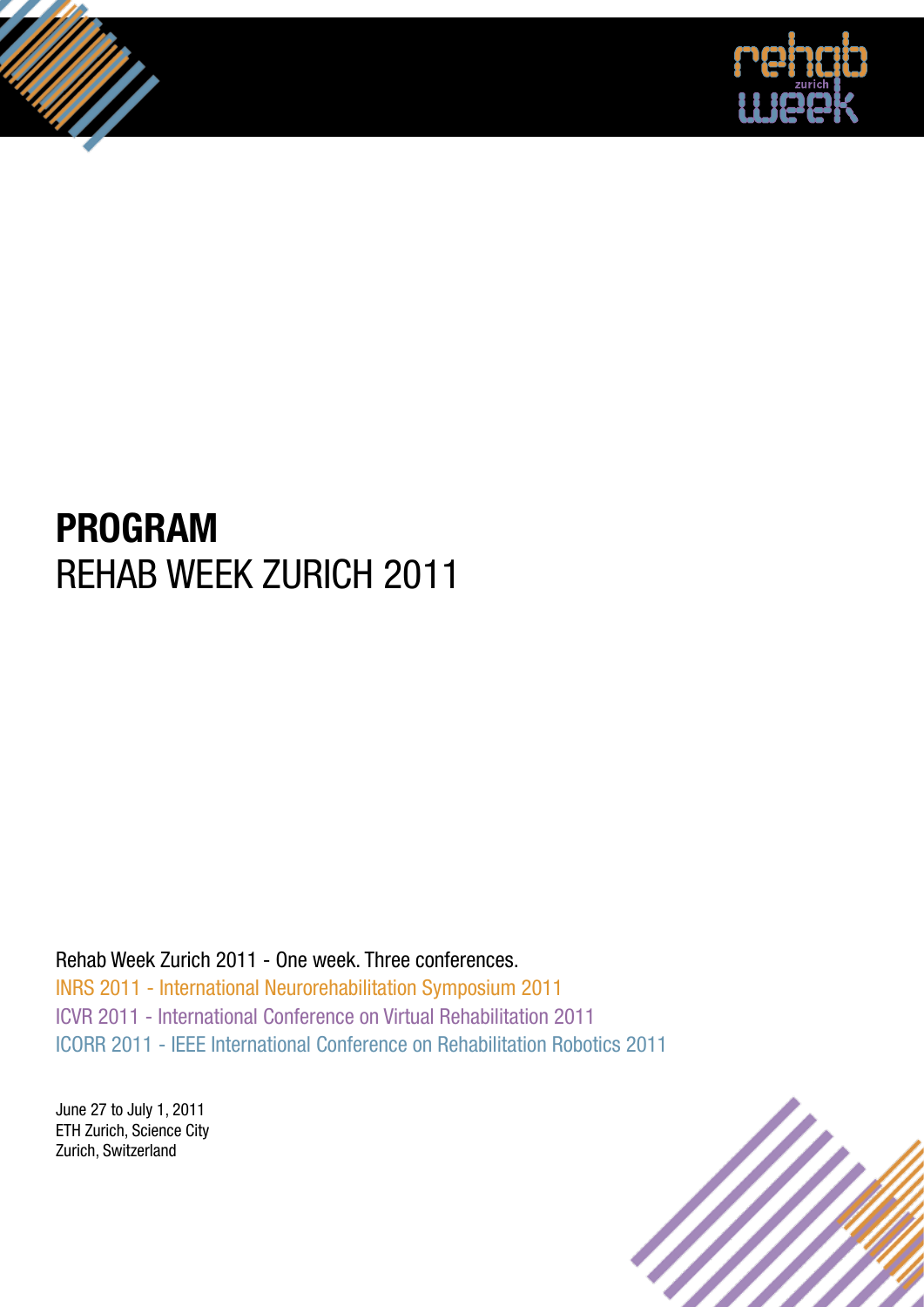# PROGRAM
## REHAB WEEK ZURICH 2011

Rehab Week Zurich 2011 - One week. Three conferences.

INRS 2011 - International Neurorehabilitation Symposium 2011

ICVR 2011 - International Conference on Virtual Rehabilitation 2011

ICORR 2011 - IEEE International Conference on Rehabilitation Robotics 2011

June 27 to July 1, 2011
ETH Zurich, Science City
Zurich, Switzerland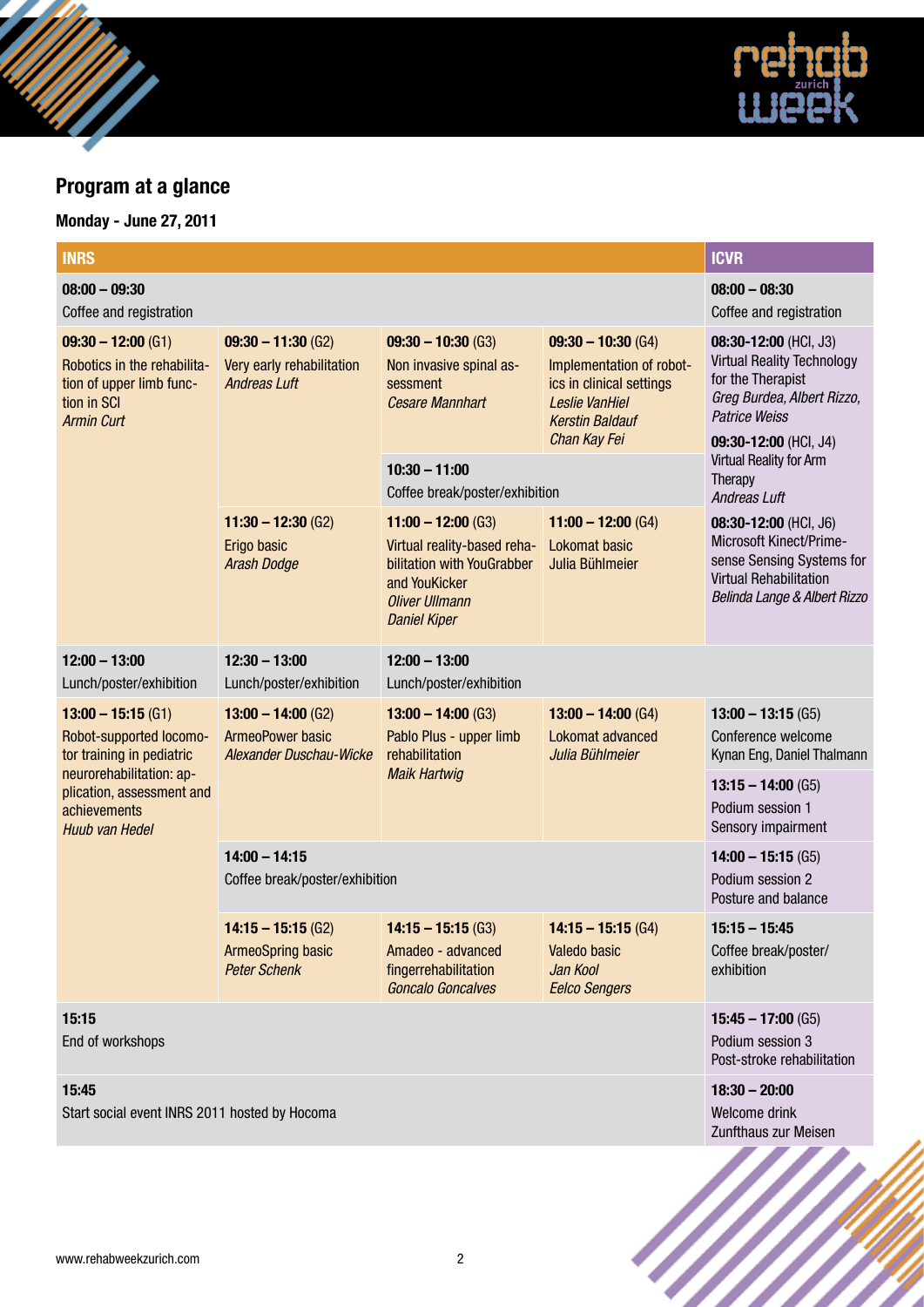## Program at a glance

### Monday - June 27, 2011

| INRS | | | | ICVR |
|---|---|---|---|---|
| **08:00 – 09:30**<br>Coffee and registration | | | | **08:00 – 08:30**<br>Coffee and registration |
| **09:30 – 12:00** (G1)<br>Robotics in the rehabilitation of upper limb function in SCI<br>*Armin Curt* | **09:30 – 11:30** (G2)<br>Very early rehabilitation<br>*Andreas Luft* | **09:30 – 10:30** (G3)<br>Non invasive spinal assessment<br>*Cesare Mannhart* | **09:30 – 10:30** (G4)<br>Implementation of robotics in clinical settings<br>*Leslie VanHiel*<br>*Kerstin Baldauf*<br>*Chan Kay Fei* | **08:30-12:00** (HCI, J3)<br>Virtual Reality Technology for the Therapist<br>*Greg Burdea, Albert Rizzo, Patrice Weiss*<br>**09:30-12:00** (HCI, J4)<br>Virtual Reality for Arm Therapy<br>*Andreas Luft*<br>**08:30-12:00** (HCI, J6)<br>Microsoft Kinect/Primesense Sensing Systems for Virtual Rehabilitation<br>*Belinda Lange & Albert Rizzo* |
| | | **10:30 – 11:00**<br>Coffee break/poster/exhibition | | |
| | **11:30 – 12:30** (G2)<br>Erigo basic<br>*Arash Dodge* | **11:00 – 12:00** (G3)<br>Virtual reality-based rehabilitation with YouGrabber and YouKicker<br>*Oliver Ullmann*<br>*Daniel Kiper* | **11:00 – 12:00** (G4)<br>Lokomat basic<br>Julia Bühlmeier | |
| **12:00 – 13:00**<br>Lunch/poster/exhibition | **12:30 – 13:00**<br>Lunch/poster/exhibition | **12:00 – 13:00**<br>Lunch/poster/exhibition | | |
| **13:00 – 15:15** (G1)<br>Robot-supported locomotor training in pediatric neurorehabilitation: application, assessment and achievements<br>*Huub van Hedel* | **13:00 – 14:00** (G2)<br>ArmeoPower basic<br>*Alexander Duschau-Wicke* | **13:00 – 14:00** (G3)<br>Pablo Plus - upper limb rehabilitation<br>*Maik Hartwig* | **13:00 – 14:00** (G4)<br>Lokomat advanced<br>*Julia Bühlmeier* | **13:00 – 13:15** (G5)<br>Conference welcome<br>Kynan Eng, Daniel Thalmann<br>**13:15 – 14:00** (G5)<br>Podium session 1<br>Sensory impairment |
| | **14:00 – 14:15**<br>Coffee break/poster/exhibition | | | **14:00 – 15:15** (G5)<br>Podium session 2<br>Posture and balance |
| | **14:15 – 15:15** (G2)<br>ArmeoSpring basic<br>*Peter Schenk* | **14:15 – 15:15** (G3)<br>Amadeo - advanced fingerrehabilitation<br>*Goncalo Goncalves* | **14:15 – 15:15** (G4)<br>Valedo basic<br>*Jan Kool*<br>*Eelco Sengers* | **15:15 – 15:45**<br>Coffee break/poster/exhibition |
| **15:15**<br>End of workshops | | | | **15:45 – 17:00** (G5)<br>Podium session 3<br>Post-stroke rehabilitation |
| **15:45**<br>Start social event INRS 2011 hosted by Hocoma | | | | **18:30 – 20:00**<br>Welcome drink<br>Zunfthaus zur Meisen |

www.rehabweekzurich.com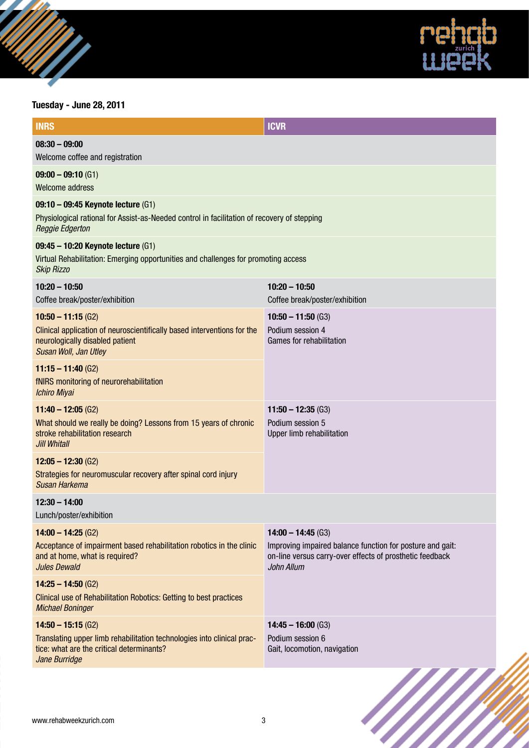## Tuesday - June 28, 2011

| INRS | ICVR |
|---|---|
| **08:30 – 09:00** Welcome coffee and registration | |
| **09:00 – 09:10** (G1) Welcome address | |
| **09:10 – 09:45 Keynote lecture** (G1) Physiological rational for Assist-as-Needed control in facilitation of recovery of stepping *Reggie Edgerton* | |
| **09:45 – 10:20 Keynote lecture** (G1) Virtual Rehabilitation: Emerging opportunities and challenges for promoting access *Skip Rizzo* | |
| **10:20 – 10:50** Coffee break/poster/exhibition | **10:20 – 10:50** Coffee break/poster/exhibition |
| **10:50 – 11:15** (G2) Clinical application of neuroscientifically based interventions for the neurologically disabled patient *Susan Woll, Jan Utley* | **10:50 – 11:50** (G3) Podium session 4 Games for rehabilitation |
| **11:15 – 11:40** (G2) fNIRS monitoring of neurorehabilitation *Ichiro Miyai* | |
| **11:40 – 12:05** (G2) What should we really be doing? Lessons from 15 years of chronic stroke rehabilitation research *Jill Whitall* | **11:50 – 12:35** (G3) Podium session 5 Upper limb rehabilitation |
| **12:05 – 12:30** (G2) Strategies for neuromuscular recovery after spinal cord injury *Susan Harkema* | |
| **12:30 – 14:00** Lunch/poster/exhibition | |
| **14:00 – 14:25** (G2) Acceptance of impairment based rehabilitation robotics in the clinic and at home, what is required? *Jules Dewald* | **14:00 – 14:45** (G3) Improving impaired balance function for posture and gait: on-line versus carry-over effects of prosthetic feedback *John Allum* |
| **14:25 – 14:50** (G2) Clinical use of Rehabilitation Robotics: Getting to best practices *Michael Boninger* | |
| **14:50 – 15:15** (G2) Translating upper limb rehabilitation technologies into clinical practice: what are the critical determinants? *Jane Burridge* | **14:45 – 16:00** (G3) Podium session 6 Gait, locomotion, navigation |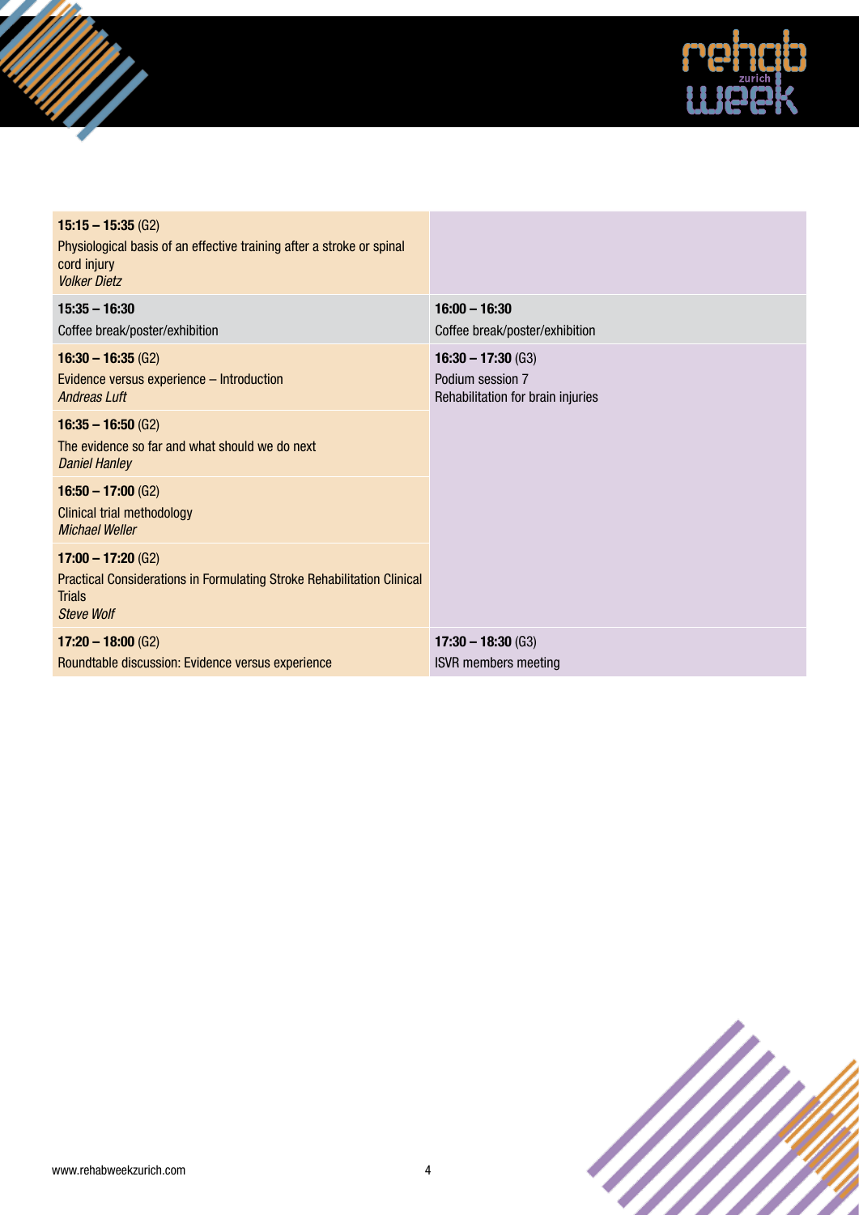| | |
|---|---|
| **15:15 – 15:35** (G2)<br>Physiological basis of an effective training after a stroke or spinal cord injury<br>*Volker Dietz* | |
| **15:35 – 16:30**<br>Coffee break/poster/exhibition | **16:00 – 16:30**<br>Coffee break/poster/exhibition |
| **16:30 – 16:35** (G2)<br>Evidence versus experience – Introduction<br>*Andreas Luft* | **16:30 – 17:30** (G3)<br>Podium session 7<br>Rehabilitation for brain injuries |
| **16:35 – 16:50** (G2)<br>The evidence so far and what should we do next<br>*Daniel Hanley* | |
| **16:50 – 17:00** (G2)<br>Clinical trial methodology<br>*Michael Weller* | |
| **17:00 – 17:20** (G2)<br>Practical Considerations in Formulating Stroke Rehabilitation Clinical Trials<br>*Steve Wolf* | |
| **17:20 – 18:00** (G2)<br>Roundtable discussion: Evidence versus experience | **17:30 – 18:30** (G3)<br>ISVR members meeting |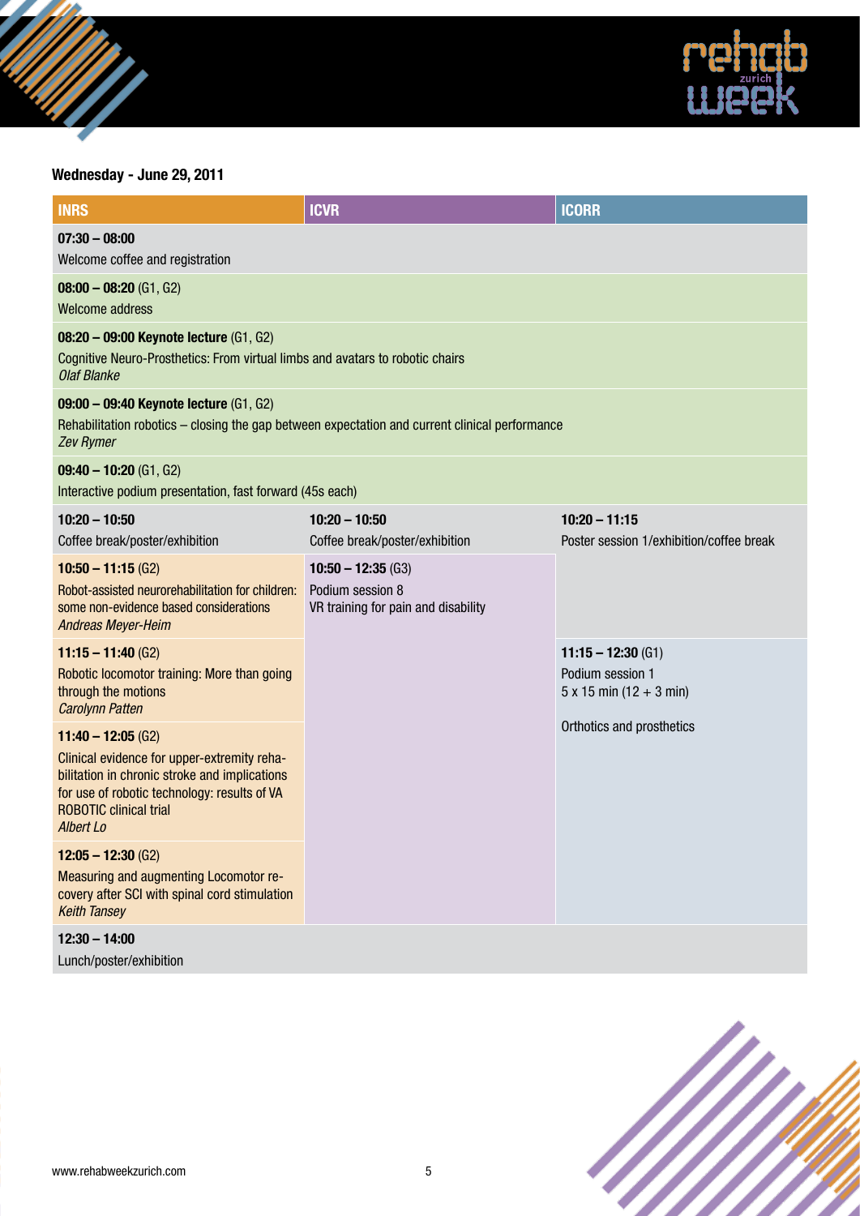## Wednesday - June 29, 2011

| INRS | ICVR | ICORR |
|---|---|---|
| **07:30 – 08:00**<br>Welcome coffee and registration | | |
| **08:00 – 08:20** (G1, G2)<br>Welcome address | | |
| **08:20 – 09:00 Keynote lecture** (G1, G2)<br>Cognitive Neuro-Prosthetics: From virtual limbs and avatars to robotic chairs<br>*Olaf Blanke* | | |
| **09:00 – 09:40 Keynote lecture** (G1, G2)<br>Rehabilitation robotics – closing the gap between expectation and current clinical performance<br>*Zev Rymer* | | |
| **09:40 – 10:20** (G1, G2)<br>Interactive podium presentation, fast forward (45s each) | | |
| **10:20 – 10:50**<br>Coffee break/poster/exhibition | **10:20 – 10:50**<br>Coffee break/poster/exhibition | **10:20 – 11:15**<br>Poster session 1/exhibition/coffee break |
| **10:50 – 11:15** (G2)<br>Robot-assisted neurorehabilitation for children: some non-evidence based considerations<br>*Andreas Meyer-Heim* | **10:50 – 12:35** (G3)<br>Podium session 8<br>VR training for pain and disability | |
| **11:15 – 11:40** (G2)<br>Robotic locomotor training: More than going through the motions<br>*Carolynn Patten* | | **11:15 – 12:30** (G1)<br>Podium session 1<br>5 x 15 min (12 + 3 min)<br><br>Orthotics and prosthetics |
| **11:40 – 12:05** (G2)<br>Clinical evidence for upper-extremity rehabilitation in chronic stroke and implications for use of robotic technology: results of VA ROBOTIC clinical trial<br>*Albert Lo* | | |
| **12:05 – 12:30** (G2)<br>Measuring and augmenting Locomotor recovery after SCI with spinal cord stimulation<br>*Keith Tansey* | | |
| **12:30 – 14:00**<br>Lunch/poster/exhibition | | |

www.rehabweekzurich.com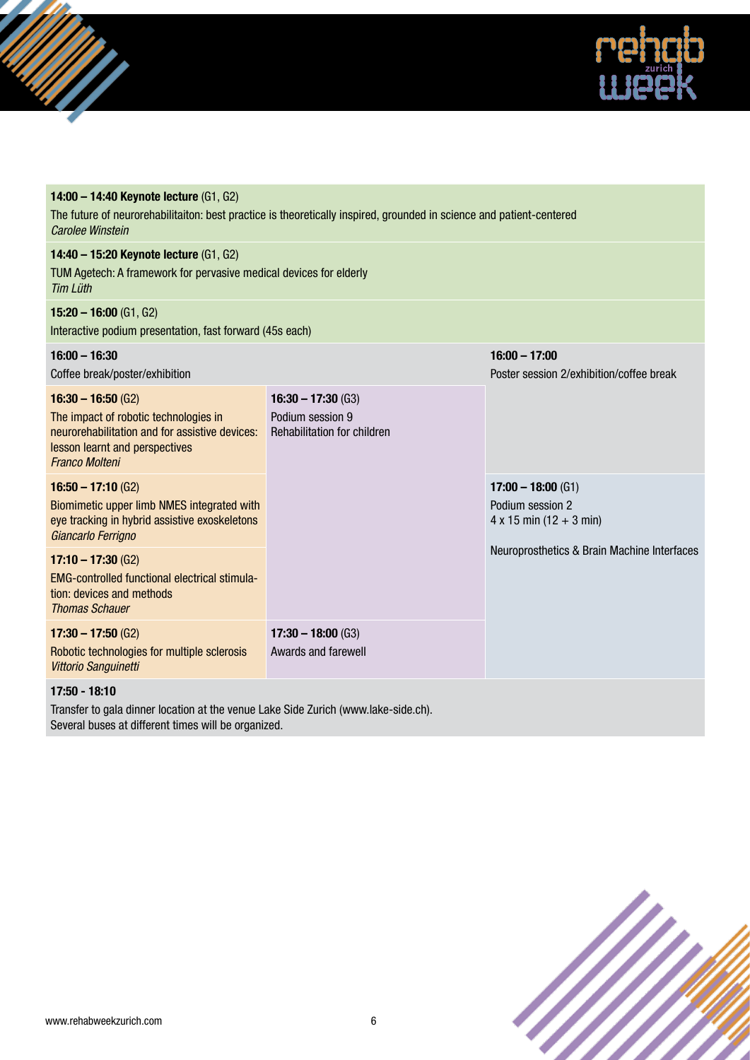**14:00 – 14:40 Keynote lecture** (G1, G2)
The future of neurorehabilitaiton: best practice is theoretically inspired, grounded in science and patient-centered
*Carolee Winstein*

**14:40 – 15:20 Keynote lecture** (G1, G2)
TUM Agetech: A framework for pervasive medical devices for elderly
*Tim Lüth*

**15:20 – 16:00** (G1, G2)
Interactive podium presentation, fast forward (45s each)

| | | |
|---|---|---|
| **16:00 – 16:30**<br>Coffee break/poster/exhibition | | **16:00 – 17:00**<br>Poster session 2/exhibition/coffee break |
| **16:30 – 16:50** (G2)<br>The impact of robotic technologies in neurorehabilitation and for assistive devices: lesson learnt and perspectives<br>*Franco Molteni* | **16:30 – 17:30** (G3)<br>Podium session 9<br>Rehabilitation for children | |
| **16:50 – 17:10** (G2)<br>Biomimetic upper limb NMES integrated with eye tracking in hybrid assistive exoskeletons<br>*Giancarlo Ferrigno* | | **17:00 – 18:00** (G1)<br>Podium session 2<br>4 x 15 min (12 + 3 min)<br><br>Neuroprosthetics & Brain Machine Interfaces |
| **17:10 – 17:30** (G2)<br>EMG-controlled functional electrical stimulation: devices and methods<br>*Thomas Schauer* | | |
| **17:30 – 17:50** (G2)<br>Robotic technologies for multiple sclerosis<br>*Vittorio Sanguinetti* | **17:30 – 18:00** (G3)<br>Awards and farewell | |

**17:50 - 18:10**
Transfer to gala dinner location at the venue Lake Side Zurich (www.lake-side.ch).
Several buses at different times will be organized.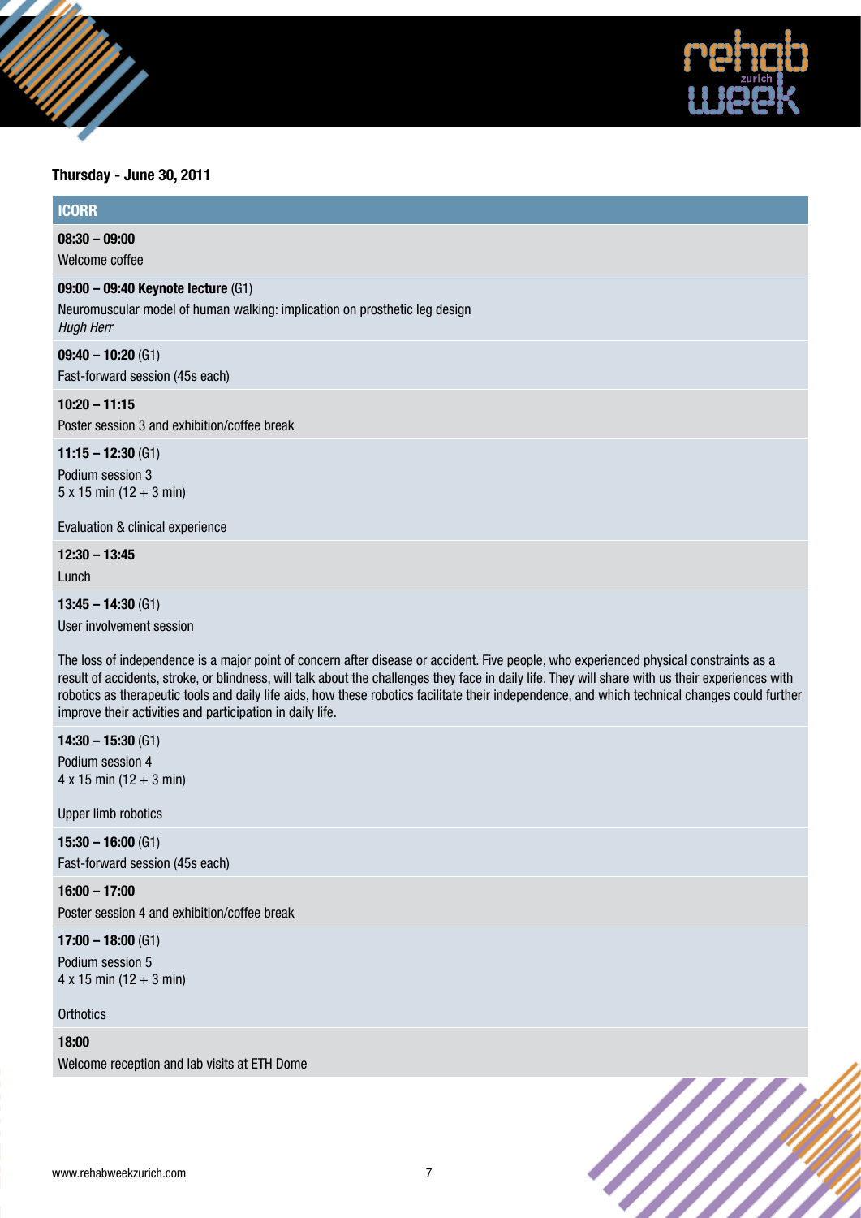## Thursday - June 30, 2011

### ICORR

**08:30 – 09:00**
Welcome coffee

**09:00 – 09:40 Keynote lecture** (G1)
Neuromuscular model of human walking: implication on prosthetic leg design
*Hugh Herr*

**09:40 – 10:20** (G1)
Fast-forward session (45s each)

**10:20 – 11:15**
Poster session 3 and exhibition/coffee break

**11:15 – 12:30** (G1)
Podium session 3
5 x 15 min (12 + 3 min)

Evaluation & clinical experience

**12:30 – 13:45**
Lunch

**13:45 – 14:30** (G1)
User involvement session

The loss of independence is a major point of concern after disease or accident. Five people, who experienced physical constraints as a result of accidents, stroke, or blindness, will talk about the challenges they face in daily life. They will share with us their experiences with robotics as therapeutic tools and daily life aids, how these robotics facilitate their independence, and which technical changes could further improve their activities and participation in daily life.

**14:30 – 15:30** (G1)
Podium session 4
4 x 15 min (12 + 3 min)

Upper limb robotics

**15:30 – 16:00** (G1)
Fast-forward session (45s each)

**16:00 – 17:00**
Poster session 4 and exhibition/coffee break

**17:00 – 18:00** (G1)
Podium session 5
4 x 15 min (12 + 3 min)

Orthotics

**18:00**
Welcome reception and lab visits at ETH Dome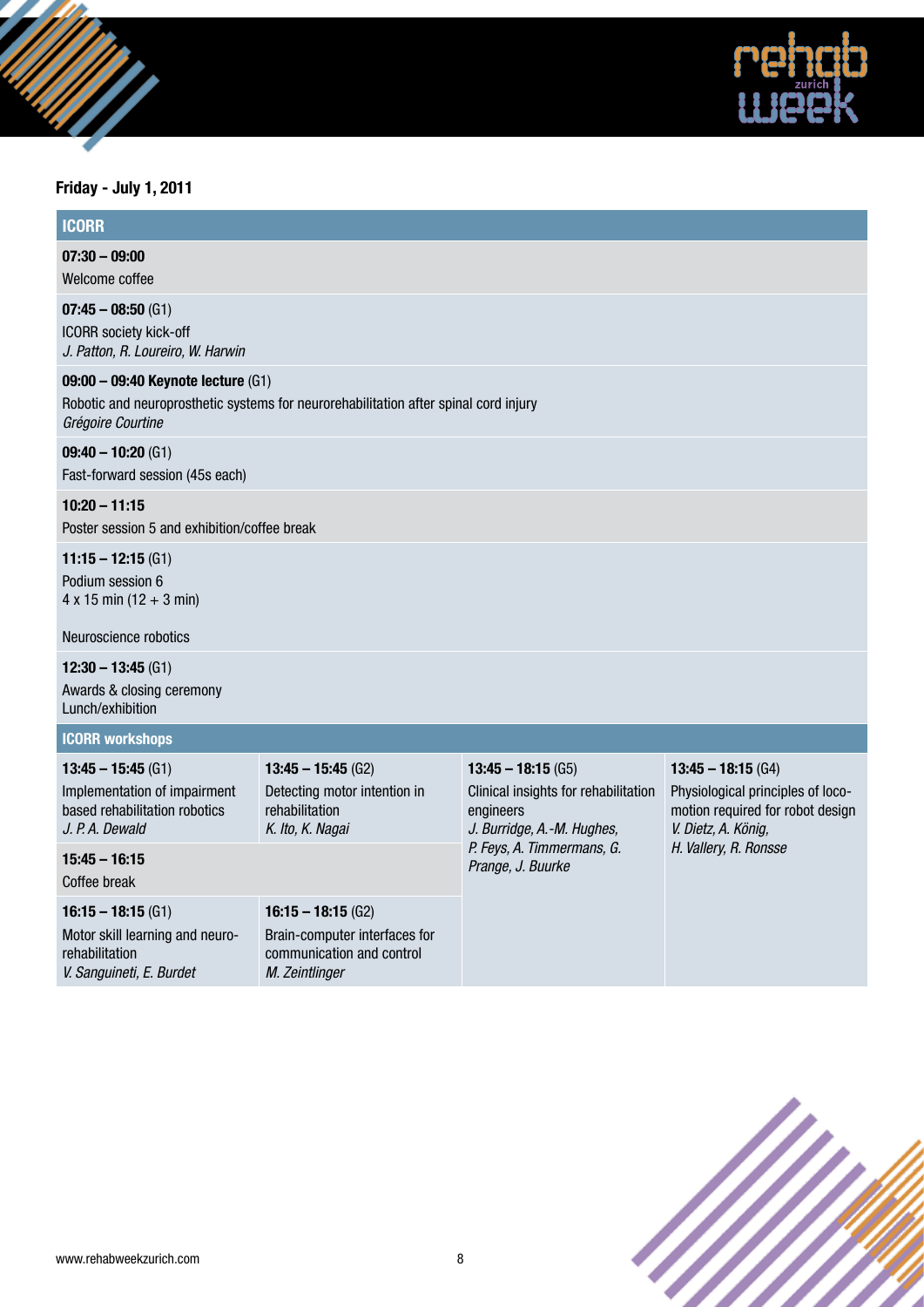## Friday - July 1, 2011

### ICORR

**07:30 – 09:00**
Welcome coffee

**07:45 – 08:50** (G1)
ICORR society kick-off
*J. Patton, R. Loureiro, W. Harwin*

**09:00 – 09:40 Keynote lecture** (G1)
Robotic and neuroprosthetic systems for neurorehabilitation after spinal cord injury
*Grégoire Courtine*

**09:40 – 10:20** (G1)
Fast-forward session (45s each)

**10:20 – 11:15**
Poster session 5 and exhibition/coffee break

**11:15 – 12:15** (G1)
Podium session 6
4 x 15 min (12 + 3 min)

Neuroscience robotics

**12:30 – 13:45** (G1)
Awards & closing ceremony
Lunch/exhibition

### ICORR workshops

| | | | |
|---|---|---|---|
| **13:45 – 15:45** (G1)<br>Implementation of impairment based rehabilitation robotics<br>*J. P. A. Dewald* | **13:45 – 15:45** (G2)<br>Detecting motor intention in rehabilitation<br>*K. Ito, K. Nagai* | **13:45 – 18:15** (G5)<br>Clinical insights for rehabilitation engineers<br>*J. Burridge, A.-M. Hughes, P. Feys, A. Timmermans, G. Prange, J. Buurke* | **13:45 – 18:15** (G4)<br>Physiological principles of locomotion required for robot design<br>*V. Dietz, A. König, H. Vallery, R. Ronsse* |
| **15:45 – 16:15**<br>Coffee break | | | |
| **16:15 – 18:15** (G1)<br>Motor skill learning and neuro-rehabilitation<br>*V. Sanguineti, E. Burdet* | **16:15 – 18:15** (G2)<br>Brain-computer interfaces for communication and control<br>*M. Zeintlinger* | | |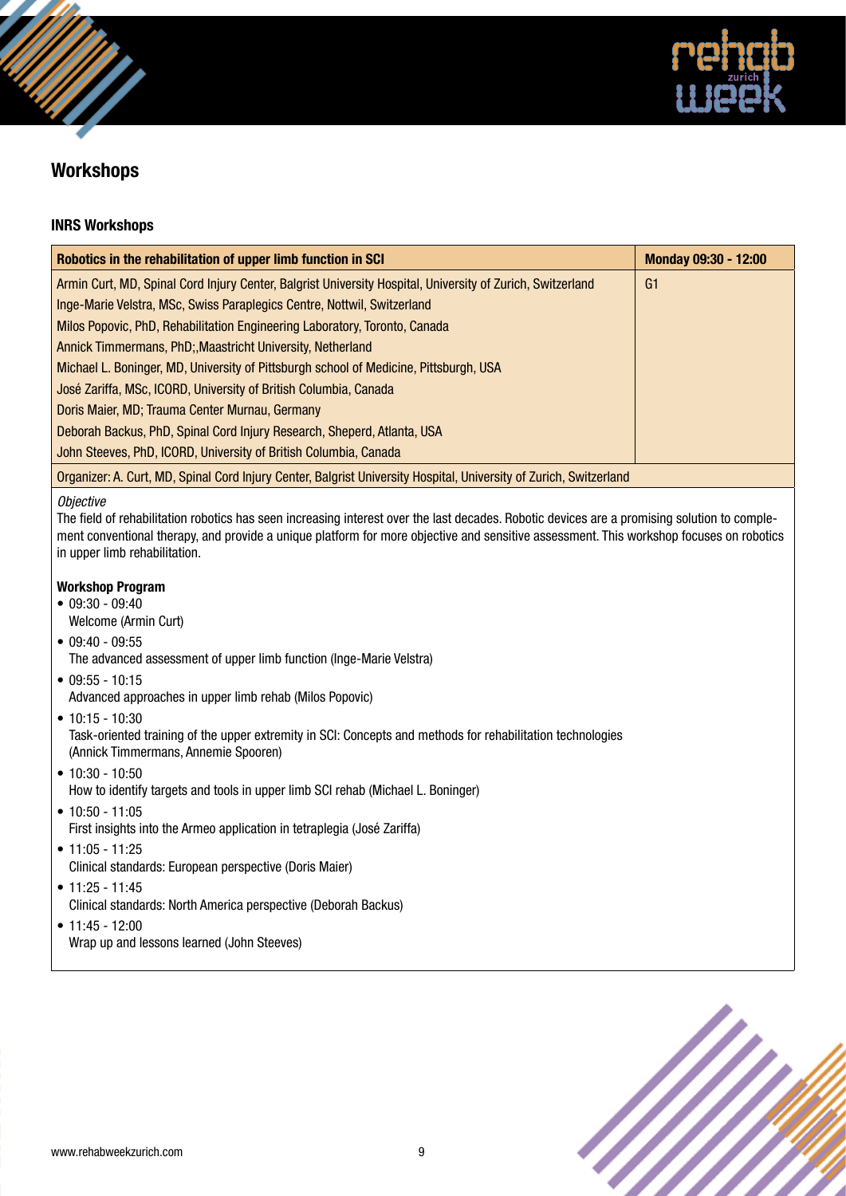## Workshops

### INRS Workshops

| Robotics in the rehabilitation of upper limb function in SCI | Monday 09:30 - 12:00 |
|---|---|
| Armin Curt, MD, Spinal Cord Injury Center, Balgrist University Hospital, University of Zurich, Switzerland<br>Inge-Marie Velstra, MSc, Swiss Paraplegics Centre, Nottwil, Switzerland<br>Milos Popovic, PhD, Rehabilitation Engineering Laboratory, Toronto, Canada<br>Annick Timmermans, PhD;,Maastricht University, Netherland<br>Michael L. Boninger, MD, University of Pittsburgh school of Medicine, Pittsburgh, USA<br>José Zariffa, MSc, ICORD, University of British Columbia, Canada<br>Doris Maier, MD; Trauma Center Murnau, Germany<br>Deborah Backus, PhD, Spinal Cord Injury Research, Sheperd, Atlanta, USA<br>John Steeves, PhD, ICORD, University of British Columbia, Canada | G1 |
| Organizer: A. Curt, MD, Spinal Cord Injury Center, Balgrist University Hospital, University of Zurich, Switzerland | |

*Objective*

The field of rehabilitation robotics has seen increasing interest over the last decades. Robotic devices are a promising solution to complement conventional therapy, and provide a unique platform for more objective and sensitive assessment. This workshop focuses on robotics in upper limb rehabilitation.

**Workshop Program**

- 09:30 - 09:40
  Welcome (Armin Curt)
- 09:40 - 09:55
  The advanced assessment of upper limb function (Inge-Marie Velstra)
- 09:55 - 10:15
  Advanced approaches in upper limb rehab (Milos Popovic)
- 10:15 - 10:30
  Task-oriented training of the upper extremity in SCI: Concepts and methods for rehabilitation technologies (Annick Timmermans, Annemie Spooren)
- 10:30 - 10:50
  How to identify targets and tools in upper limb SCI rehab (Michael L. Boninger)
- 10:50 - 11:05
  First insights into the Armeo application in tetraplegia (José Zariffa)
- 11:05 - 11:25
  Clinical standards: European perspective (Doris Maier)
- 11:25 - 11:45
  Clinical standards: North America perspective (Deborah Backus)
- 11:45 - 12:00
  Wrap up and lessons learned (John Steeves)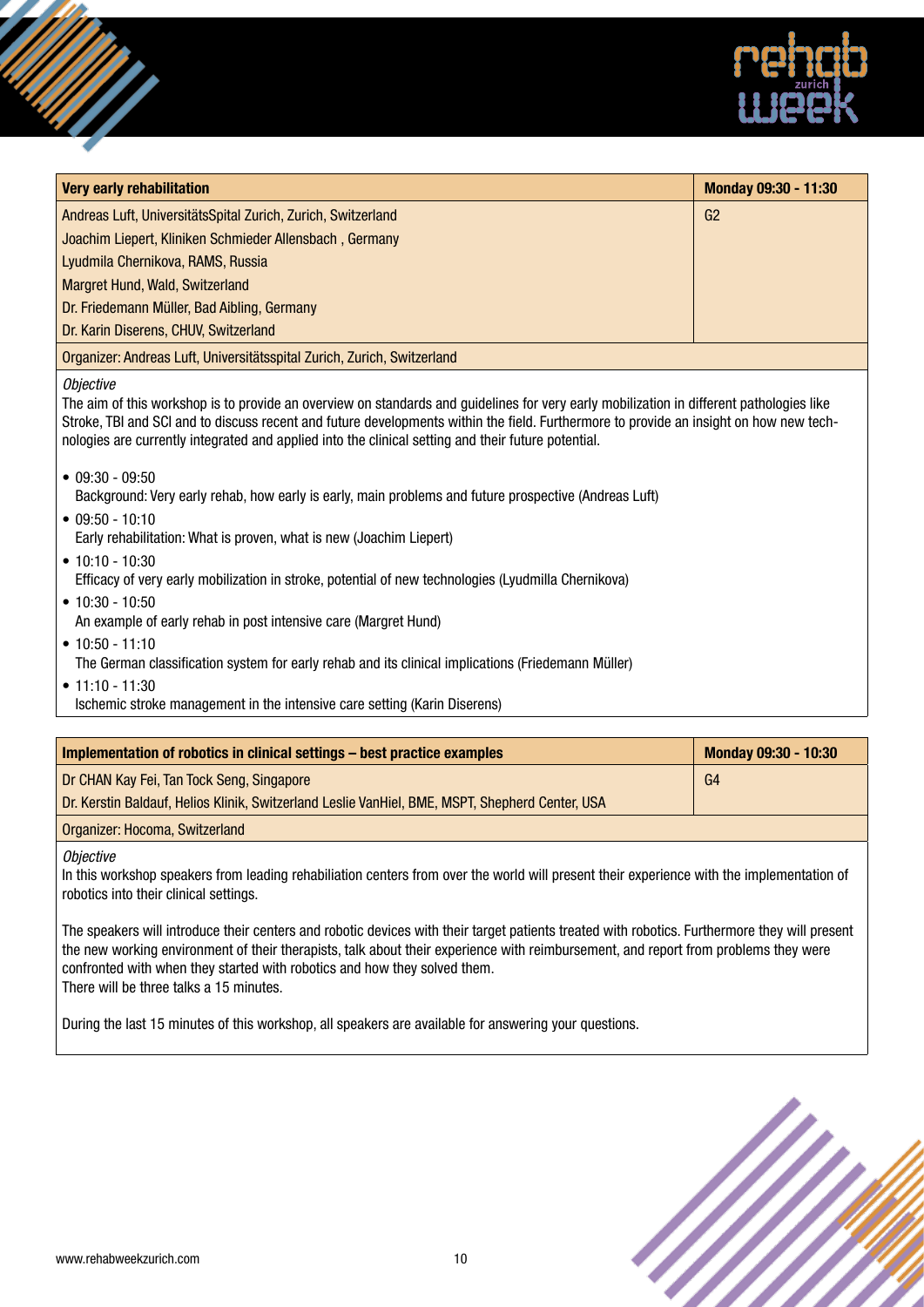| Very early rehabilitation | Monday 09:30 - 11:30 |
|---|---|
| Andreas Luft, UniversitätsSpital Zurich, Zurich, Switzerland<br>Joachim Liepert, Kliniken Schmieder Allensbach , Germany<br>Lyudmila Chernikova, RAMS, Russia<br>Margret Hund, Wald, Switzerland<br>Dr. Friedemann Müller, Bad Aibling, Germany<br>Dr. Karin Diserens, CHUV, Switzerland | G2 |
| Organizer: Andreas Luft, Universitätsspital Zurich, Zurich, Switzerland | |

*Objective*

The aim of this workshop is to provide an overview on standards and guidelines for very early mobilization in different pathologies like Stroke, TBI and SCI and to discuss recent and future developments within the field. Furthermore to provide an insight on how new technologies are currently integrated and applied into the clinical setting and their future potential.

- 09:30 - 09:50
  Background: Very early rehab, how early is early, main problems and future prospective (Andreas Luft)
- 09:50 - 10:10
  Early rehabilitation: What is proven, what is new (Joachim Liepert)
- 10:10 - 10:30
  Efficacy of very early mobilization in stroke, potential of new technologies (Lyudmilla Chernikova)
- 10:30 - 10:50
  An example of early rehab in post intensive care (Margret Hund)
- 10:50 - 11:10
  The German classification system for early rehab and its clinical implications (Friedemann Müller)
- 11:10 - 11:30
  Ischemic stroke management in the intensive care setting (Karin Diserens)

| Implementation of robotics in clinical settings – best practice examples | Monday 09:30 - 10:30 |
|---|---|
| Dr CHAN Kay Fei, Tan Tock Seng, Singapore<br>Dr. Kerstin Baldauf, Helios Klinik, Switzerland Leslie VanHiel, BME, MSPT, Shepherd Center, USA | G4 |
| Organizer: Hocoma, Switzerland | |

*Objective*

In this workshop speakers from leading rehabiliation centers from over the world will present their experience with the implementation of robotics into their clinical settings.

The speakers will introduce their centers and robotic devices with their target patients treated with robotics. Furthermore they will present the new working environment of their therapists, talk about their experience with reimbursement, and report from problems they were confronted with when they started with robotics and how they solved them.
There will be three talks a 15 minutes.

During the last 15 minutes of this workshop, all speakers are available for answering your questions.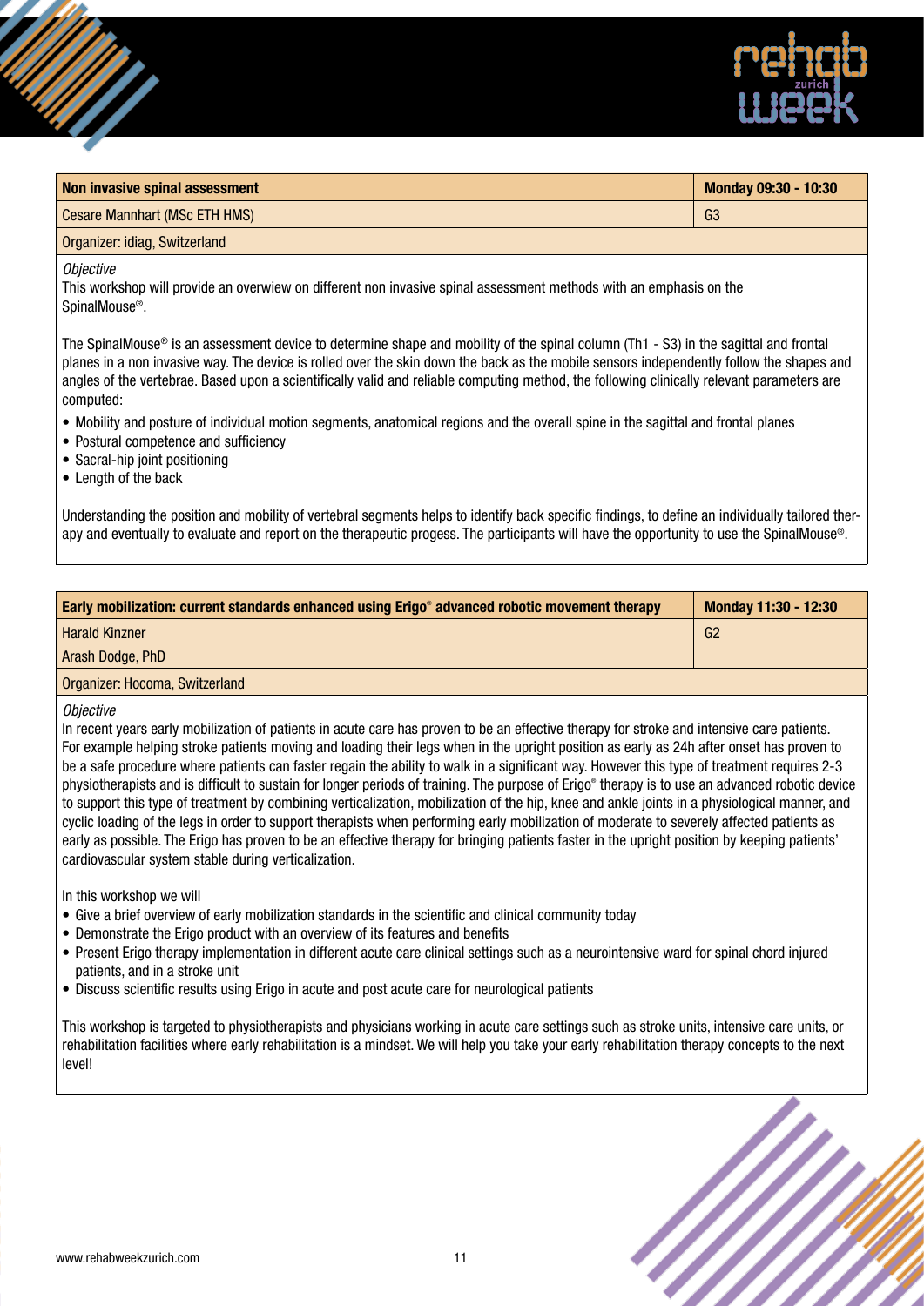## Non invasive spinal assessment

**Monday 09:30 - 10:30**

Cesare Mannhart (MSc ETH HMS)

G3

Organizer: idiag, Switzerland

*Objective*

This workshop will provide an overwiew on different non invasive spinal assessment methods with an emphasis on the SpinalMouse®.

The SpinalMouse® is an assessment device to determine shape and mobility of the spinal column (Th1 - S3) in the sagittal and frontal planes in a non invasive way. The device is rolled over the skin down the back as the mobile sensors independently follow the shapes and angles of the vertebrae. Based upon a scientifically valid and reliable computing method, the following clinically relevant parameters are computed:

- Mobility and posture of individual motion segments, anatomical regions and the overall spine in the sagittal and frontal planes
- Postural competence and sufficiency
- Sacral-hip joint positioning
- Length of the back

Understanding the position and mobility of vertebral segments helps to identify back specific findings, to define an individually tailored therapy and eventually to evaluate and report on the therapeutic progess. The participants will have the opportunity to use the SpinalMouse®.

## Early mobilization: current standards enhanced using Erigo® advanced robotic movement therapy

**Monday 11:30 - 12:30**

Harald Kinzner

Arash Dodge, PhD

G2

Organizer: Hocoma, Switzerland

*Objective*

In recent years early mobilization of patients in acute care has proven to be an effective therapy for stroke and intensive care patients. For example helping stroke patients moving and loading their legs when in the upright position as early as 24h after onset has proven to be a safe procedure where patients can faster regain the ability to walk in a significant way. However this type of treatment requires 2-3 physiotherapists and is difficult to sustain for longer periods of training. The purpose of Erigo® therapy is to use an advanced robotic device to support this type of treatment by combining verticalization, mobilization of the hip, knee and ankle joints in a physiological manner, and cyclic loading of the legs in order to support therapists when performing early mobilization of moderate to severely affected patients as early as possible. The Erigo has proven to be an effective therapy for bringing patients faster in the upright position by keeping patients' cardiovascular system stable during verticalization.

In this workshop we will

- Give a brief overview of early mobilization standards in the scientific and clinical community today
- Demonstrate the Erigo product with an overview of its features and benefits
- Present Erigo therapy implementation in different acute care clinical settings such as a neurointensive ward for spinal chord injured patients, and in a stroke unit
- Discuss scientific results using Erigo in acute and post acute care for neurological patients

This workshop is targeted to physiotherapists and physicians working in acute care settings such as stroke units, intensive care units, or rehabilitation facilities where early rehabilitation is a mindset. We will help you take your early rehabilitation therapy concepts to the next level!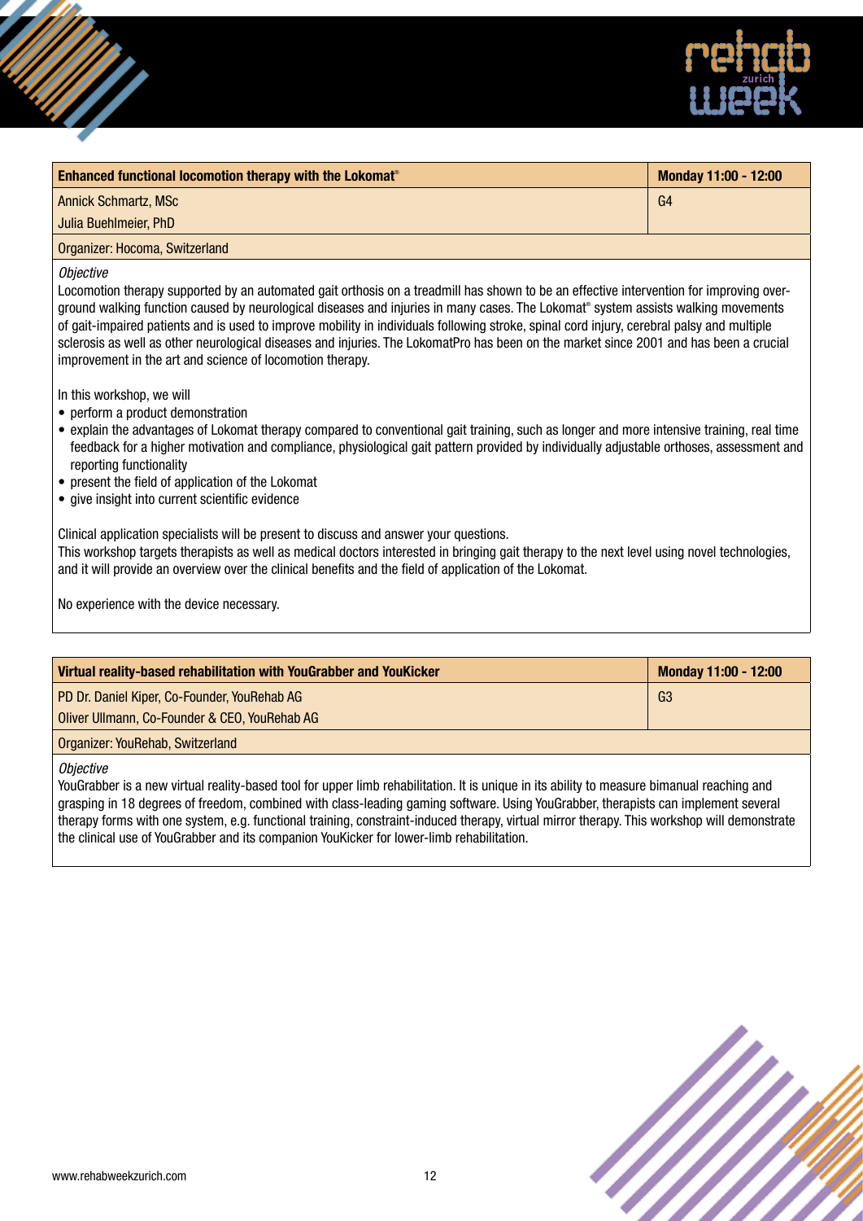## Enhanced functional locomotion therapy with the Lokomat®

**Monday 11:00 - 12:00**

Annick Schmartz, MSc
Julia Buehlmeier, PhD

G4

Organizer: Hocoma, Switzerland

*Objective*

Locomotion therapy supported by an automated gait orthosis on a treadmill has shown to be an effective intervention for improving over-ground walking function caused by neurological diseases and injuries in many cases. The Lokomat® system assists walking movements of gait-impaired patients and is used to improve mobility in individuals following stroke, spinal cord injury, cerebral palsy and multiple sclerosis as well as other neurological diseases and injuries. The LokomatPro has been on the market since 2001 and has been a crucial improvement in the art and science of locomotion therapy.

In this workshop, we will

- perform a product demonstration
- explain the advantages of Lokomat therapy compared to conventional gait training, such as longer and more intensive training, real time feedback for a higher motivation and compliance, physiological gait pattern provided by individually adjustable orthoses, assessment and reporting functionality
- present the field of application of the Lokomat
- give insight into current scientific evidence

Clinical application specialists will be present to discuss and answer your questions.
This workshop targets therapists as well as medical doctors interested in bringing gait therapy to the next level using novel technologies, and it will provide an overview over the clinical benefits and the field of application of the Lokomat.

No experience with the device necessary.

## Virtual reality-based rehabilitation with YouGrabber and YouKicker

**Monday 11:00 - 12:00**

PD Dr. Daniel Kiper, Co-Founder, YouRehab AG
Oliver Ullmann, Co-Founder & CEO, YouRehab AG

G3

Organizer: YouRehab, Switzerland

*Objective*

YouGrabber is a new virtual reality-based tool for upper limb rehabilitation. It is unique in its ability to measure bimanual reaching and grasping in 18 degrees of freedom, combined with class-leading gaming software. Using YouGrabber, therapists can implement several therapy forms with one system, e.g. functional training, constraint-induced therapy, virtual mirror therapy. This workshop will demonstrate the clinical use of YouGrabber and its companion YouKicker for lower-limb rehabilitation.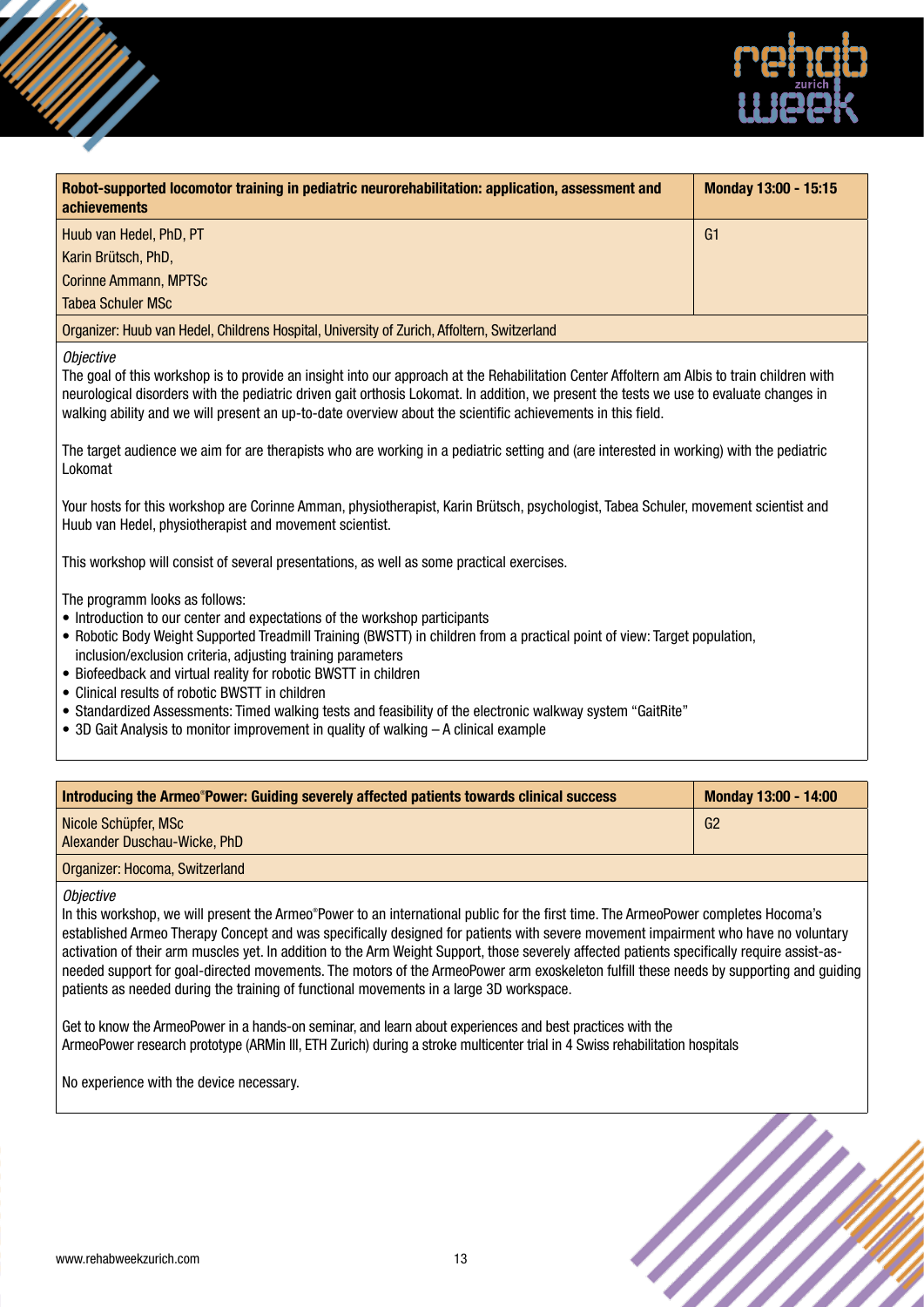| Robot-supported locomotor training in pediatric neurorehabilitation: application, assessment and achievements | Monday 13:00 - 15:15 |
| --- | --- |
| Huub van Hedel, PhD, PT<br>Karin Brütsch, PhD,<br>Corinne Ammann, MPTSc<br>Tabea Schuler MSc | G1 |
| Organizer: Huub van Hedel, Childrens Hospital, University of Zurich, Affoltern, Switzerland | |

*Objective*

The goal of this workshop is to provide an insight into our approach at the Rehabilitation Center Affoltern am Albis to train children with neurological disorders with the pediatric driven gait orthosis Lokomat. In addition, we present the tests we use to evaluate changes in walking ability and we will present an up-to-date overview about the scientific achievements in this field.

The target audience we aim for are therapists who are working in a pediatric setting and (are interested in working) with the pediatric Lokomat

Your hosts for this workshop are Corinne Amman, physiotherapist, Karin Brütsch, psychologist, Tabea Schuler, movement scientist and Huub van Hedel, physiotherapist and movement scientist.

This workshop will consist of several presentations, as well as some practical exercises.

The programm looks as follows:

- Introduction to our center and expectations of the workshop participants
- Robotic Body Weight Supported Treadmill Training (BWSTT) in children from a practical point of view: Target population, inclusion/exclusion criteria, adjusting training parameters
- Biofeedback and virtual reality for robotic BWSTT in children
- Clinical results of robotic BWSTT in children
- Standardized Assessments: Timed walking tests and feasibility of the electronic walkway system "GaitRite"
- 3D Gait Analysis to monitor improvement in quality of walking – A clinical example

| Introducing the Armeo®Power: Guiding severely affected patients towards clinical success | Monday 13:00 - 14:00 |
| --- | --- |
| Nicole Schüpfer, MSc<br>Alexander Duschau-Wicke, PhD | G2 |
| Organizer: Hocoma, Switzerland | |

*Objective*

In this workshop, we will present the Armeo®Power to an international public for the first time. The ArmeoPower completes Hocoma's established Armeo Therapy Concept and was specifically designed for patients with severe movement impairment who have no voluntary activation of their arm muscles yet. In addition to the Arm Weight Support, those severely affected patients specifically require assist-as-needed support for goal-directed movements. The motors of the ArmeoPower arm exoskeleton fulfill these needs by supporting and guiding patients as needed during the training of functional movements in a large 3D workspace.

Get to know the ArmeoPower in a hands-on seminar, and learn about experiences and best practices with the ArmeoPower research prototype (ARMin III, ETH Zurich) during a stroke multicenter trial in 4 Swiss rehabilitation hospitals

No experience with the device necessary.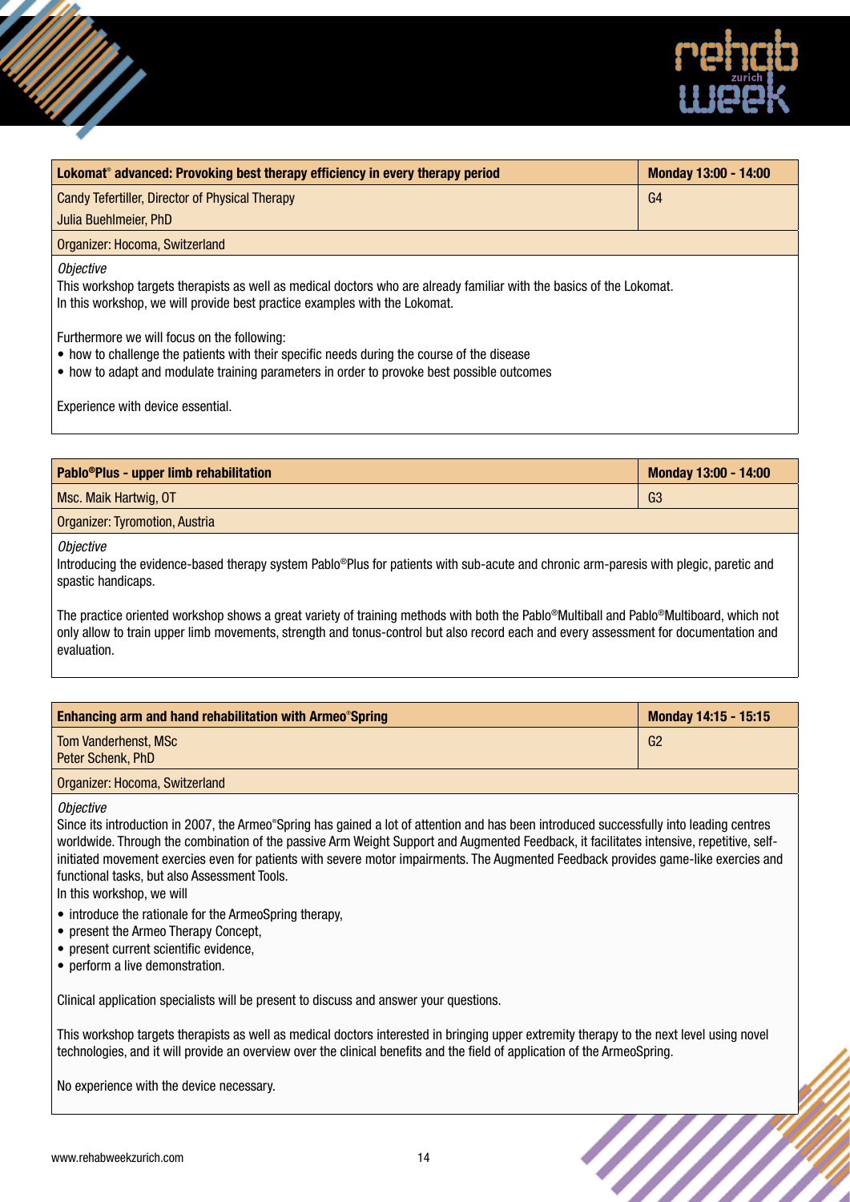| **Lokomat® advanced: Provoking best therapy efficiency in every therapy period** | **Monday 13:00 - 14:00** |
|---|---|
| Candy Tefertiller, Director of Physical Therapy<br>Julia Buehlmeier, PhD | G4 |
| Organizer: Hocoma, Switzerland | |

*Objective*

This workshop targets therapists as well as medical doctors who are already familiar with the basics of the Lokomat. In this workshop, we will provide best practice examples with the Lokomat.

Furthermore we will focus on the following:

- how to challenge the patients with their specific needs during the course of the disease
- how to adapt and modulate training parameters in order to provoke best possible outcomes

Experience with device essential.

| **Pablo®Plus - upper limb rehabilitation** | **Monday 13:00 - 14:00** |
|---|---|
| Msc. Maik Hartwig, OT | G3 |
| Organizer: Tyromotion, Austria | |

*Objective*

Introducing the evidence-based therapy system Pablo®Plus for patients with sub-acute and chronic arm-paresis with plegic, paretic and spastic handicaps.

The practice oriented workshop shows a great variety of training methods with both the Pablo®Multiball and Pablo®Multiboard, which not only allow to train upper limb movements, strength and tonus-control but also record each and every assessment for documentation and evaluation.

| **Enhancing arm and hand rehabilitation with Armeo®Spring** | **Monday 14:15 - 15:15** |
|---|---|
| Tom Vanderhenst, MSc<br>Peter Schenk, PhD | G2 |
| Organizer: Hocoma, Switzerland | |

*Objective*

Since its introduction in 2007, the Armeo®Spring has gained a lot of attention and has been introduced successfully into leading centres worldwide. Through the combination of the passive Arm Weight Support and Augmented Feedback, it facilitates intensive, repetitive, self-initiated movement exercises even for patients with severe motor impairments. The Augmented Feedback provides game-like exercises and functional tasks, but also Assessment Tools.

In this workshop, we will

- introduce the rationale for the ArmeoSpring therapy,
- present the Armeo Therapy Concept,
- present current scientific evidence,
- perform a live demonstration.

Clinical application specialists will be present to discuss and answer your questions.

This workshop targets therapists as well as medical doctors interested in bringing upper extremity therapy to the next level using novel technologies, and it will provide an overview over the clinical benefits and the field of application of the ArmeoSpring.

No experience with the device necessary.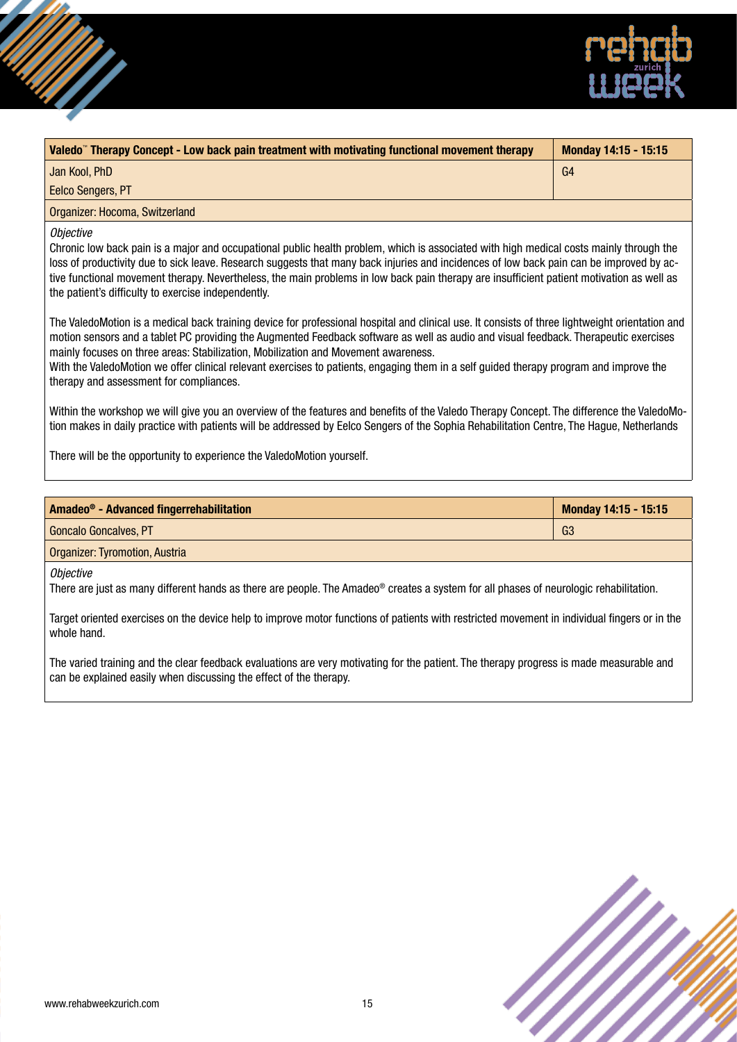## Valedo™ Therapy Concept - Low back pain treatment with motivating functional movement therapy

**Monday 14:15 - 15:15**

Jan Kool, PhD
Eelco Sengers, PT

G4

Organizer: Hocoma, Switzerland

*Objective*

Chronic low back pain is a major and occupational public health problem, which is associated with high medical costs mainly through the loss of productivity due to sick leave. Research suggests that many back injuries and incidences of low back pain can be improved by active functional movement therapy. Nevertheless, the main problems in low back pain therapy are insufficient patient motivation as well as the patient's difficulty to exercise independently.

The ValedoMotion is a medical back training device for professional hospital and clinical use. It consists of three lightweight orientation and motion sensors and a tablet PC providing the Augmented Feedback software as well as audio and visual feedback. Therapeutic exercises mainly focuses on three areas: Stabilization, Mobilization and Movement awareness.
With the ValedoMotion we offer clinical relevant exercises to patients, engaging them in a self guided therapy program and improve the therapy and assessment for compliances.

Within the workshop we will give you an overview of the features and benefits of the Valedo Therapy Concept. The difference the ValedoMotion makes in daily practice with patients will be addressed by Eelco Sengers of the Sophia Rehabilitation Centre, The Hague, Netherlands

There will be the opportunity to experience the ValedoMotion yourself.

## Amadeo® - Advanced fingerrehabilitation

**Monday 14:15 - 15:15**

Goncalo Goncalves, PT

G3

Organizer: Tyromotion, Austria

*Objective*

There are just as many different hands as there are people. The Amadeo® creates a system for all phases of neurologic rehabilitation.

Target oriented exercises on the device help to improve motor functions of patients with restricted movement in individual fingers or in the whole hand.

The varied training and the clear feedback evaluations are very motivating for the patient. The therapy progress is made measurable and can be explained easily when discussing the effect of the therapy.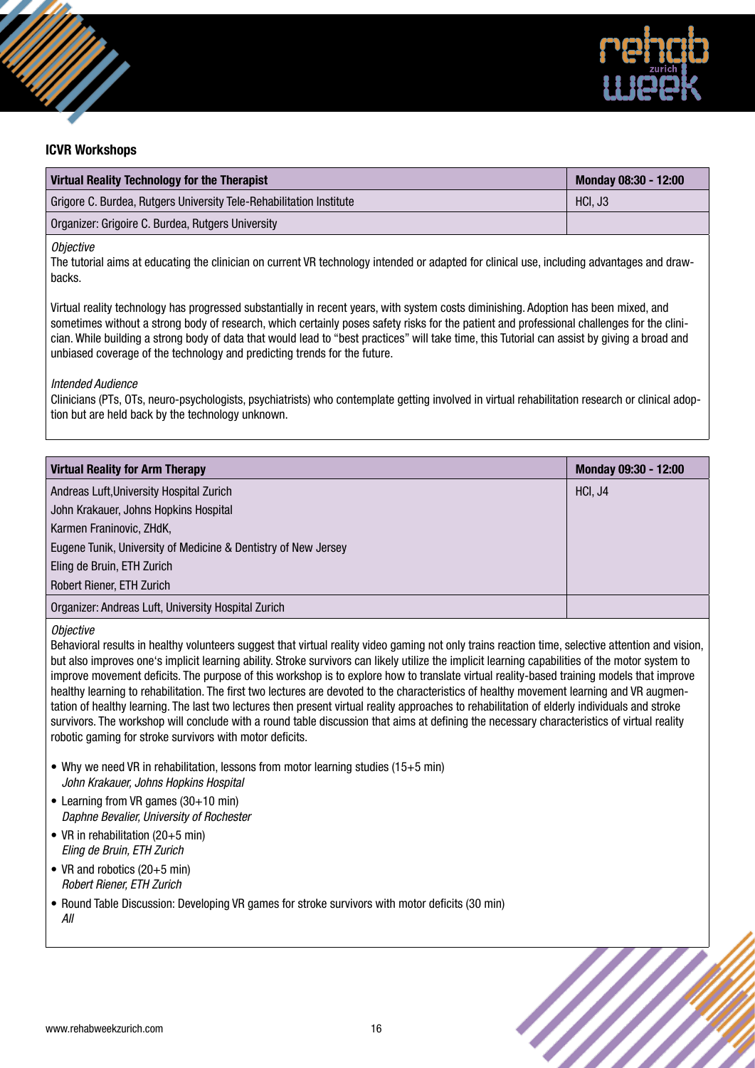## ICVR Workshops

| Virtual Reality Technology for the Therapist | Monday 08:30 - 12:00 |
|---|---|
| Grigore C. Burdea, Rutgers University Tele-Rehabilitation Institute | HCI, J3 |
| Organizer: Grigoire C. Burdea, Rutgers University | |

*Objective*

The tutorial aims at educating the clinician on current VR technology intended or adapted for clinical use, including advantages and drawbacks.

Virtual reality technology has progressed substantially in recent years, with system costs diminishing. Adoption has been mixed, and sometimes without a strong body of research, which certainly poses safety risks for the patient and professional challenges for the clinician. While building a strong body of data that would lead to "best practices" will take time, this Tutorial can assist by giving a broad and unbiased coverage of the technology and predicting trends for the future.

*Intended Audience*

Clinicians (PTs, OTs, neuro-psychologists, psychiatrists) who contemplate getting involved in virtual rehabilitation research or clinical adoption but are held back by the technology unknown.

| Virtual Reality for Arm Therapy | Monday 09:30 - 12:00 |
|---|---|
| Andreas Luft, University Hospital Zurich<br>John Krakauer, Johns Hopkins Hospital<br>Karmen Franinovic, ZHdK,<br>Eugene Tunik, University of Medicine & Dentistry of New Jersey<br>Eling de Bruin, ETH Zurich<br>Robert Riener, ETH Zurich | HCI, J4 |
| Organizer: Andreas Luft, University Hospital Zurich | |

*Objective*

Behavioral results in healthy volunteers suggest that virtual reality video gaming not only trains reaction time, selective attention and vision, but also improves one's implicit learning ability. Stroke survivors can likely utilize the implicit learning capabilities of the motor system to improve movement deficits. The purpose of this workshop is to explore how to translate virtual reality-based training models that improve healthy learning to rehabilitation. The first two lectures are devoted to the characteristics of healthy movement learning and VR augmentation of healthy learning. The last two lectures then present virtual reality approaches to rehabilitation of elderly individuals and stroke survivors. The workshop will conclude with a round table discussion that aims at defining the necessary characteristics of virtual reality robotic gaming for stroke survivors with motor deficits.

- Why we need VR in rehabilitation, lessons from motor learning studies (15+5 min)  
  *John Krakauer, Johns Hopkins Hospital*
- Learning from VR games (30+10 min)  
  *Daphne Bevalier, University of Rochester*
- VR in rehabilitation (20+5 min)  
  *Eling de Bruin, ETH Zurich*
- VR and robotics (20+5 min)  
  *Robert Riener, ETH Zurich*
- Round Table Discussion: Developing VR games for stroke survivors with motor deficits (30 min)  
  *All*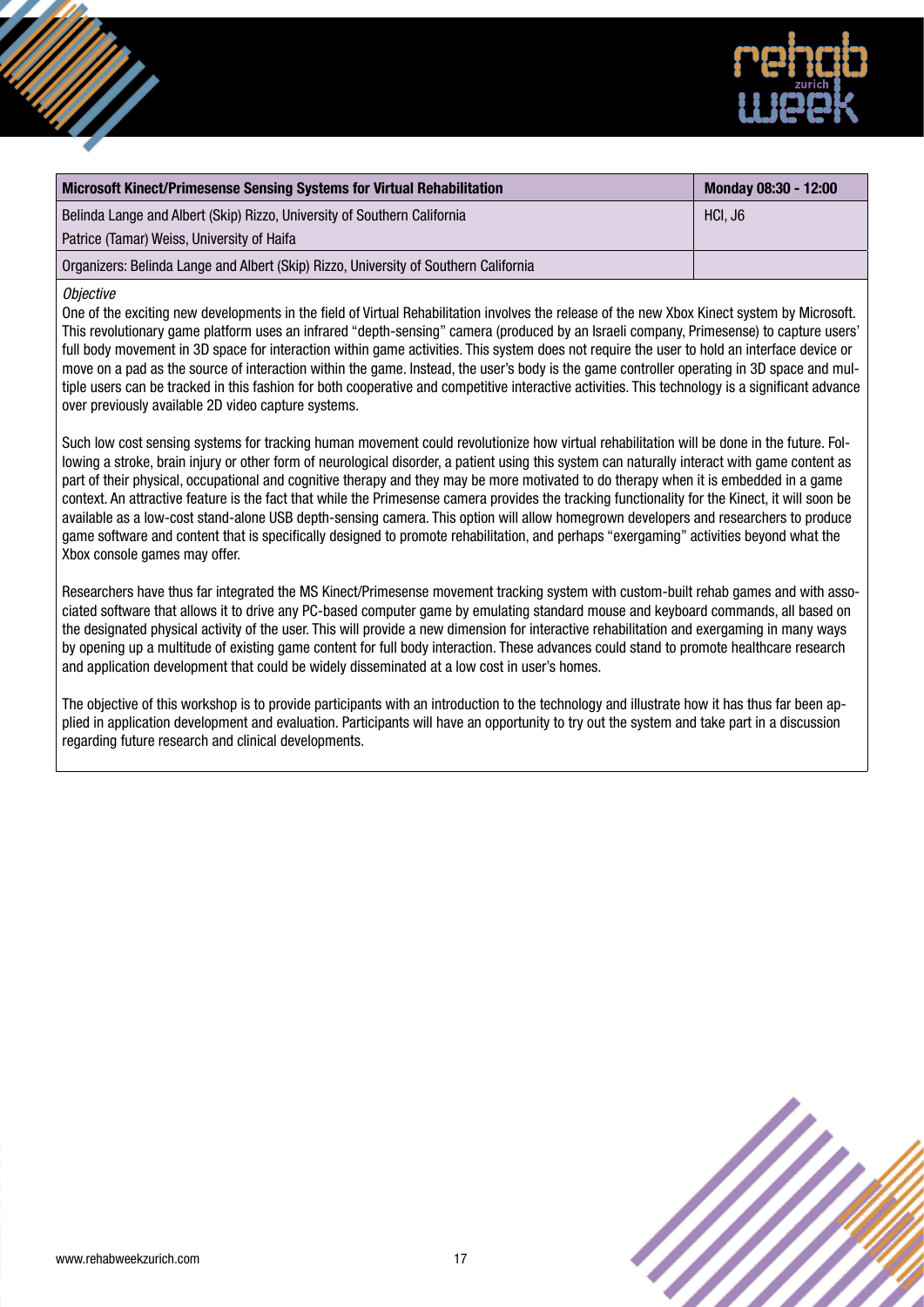| Microsoft Kinect/Primesense Sensing Systems for Virtual Rehabilitation | Monday 08:30 - 12:00 |
|---|---|
| Belinda Lange and Albert (Skip) Rizzo, University of Southern California<br>Patrice (Tamar) Weiss, University of Haifa | HCI, J6 |
| Organizers: Belinda Lange and Albert (Skip) Rizzo, University of Southern California | |

*Objective*

One of the exciting new developments in the field of Virtual Rehabilitation involves the release of the new Xbox Kinect system by Microsoft. This revolutionary game platform uses an infrared "depth-sensing" camera (produced by an Israeli company, Primesense) to capture users' full body movement in 3D space for interaction within game activities. This system does not require the user to hold an interface device or move on a pad as the source of interaction within the game. Instead, the user's body is the game controller operating in 3D space and multiple users can be tracked in this fashion for both cooperative and competitive interactive activities. This technology is a significant advance over previously available 2D video capture systems.

Such low cost sensing systems for tracking human movement could revolutionize how virtual rehabilitation will be done in the future. Following a stroke, brain injury or other form of neurological disorder, a patient using this system can naturally interact with game content as part of their physical, occupational and cognitive therapy and they may be more motivated to do therapy when it is embedded in a game context. An attractive feature is the fact that while the Primesense camera provides the tracking functionality for the Kinect, it will soon be available as a low-cost stand-alone USB depth-sensing camera. This option will allow homegrown developers and researchers to produce game software and content that is specifically designed to promote rehabilitation, and perhaps "exergaming" activities beyond what the Xbox console games may offer.

Researchers have thus far integrated the MS Kinect/Primesense movement tracking system with custom-built rehab games and with associated software that allows it to drive any PC-based computer game by emulating standard mouse and keyboard commands, all based on the designated physical activity of the user. This will provide a new dimension for interactive rehabilitation and exergaming in many ways by opening up a multitude of existing game content for full body interaction. These advances could stand to promote healthcare research and application development that could be widely disseminated at a low cost in user's homes.

The objective of this workshop is to provide participants with an introduction to the technology and illustrate how it has thus far been applied in application development and evaluation. Participants will have an opportunity to try out the system and take part in a discussion regarding future research and clinical developments.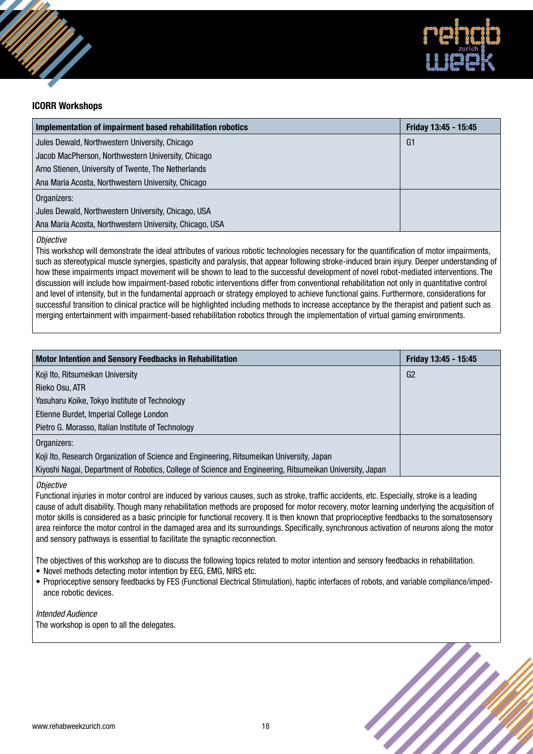## ICORR Workshops

| Implementation of impairment based rehabilitation robotics | Friday 13:45 - 15:45 |
|---|---|
| Jules Dewald, Northwestern University, Chicago<br>Jacob MacPherson, Northwestern University, Chicago<br>Arno Stienen, University of Twente, The Netherlands<br>Ana Maria Acosta, Northwestern University, Chicago | G1 |
| Organizers:<br>Jules Dewald, Northwestern University, Chicago, USA<br>Ana Maria Acosta, Northwestern University, Chicago, USA | |

*Objective*

This workshop will demonstrate the ideal attributes of various robotic technologies necessary for the quantification of motor impairments, such as stereotypical muscle synergies, spasticity and paralysis, that appear following stroke-induced brain injury. Deeper understanding of how these impairments impact movement will be shown to lead to the successful development of novel robot-mediated interventions. The discussion will include how impairment-based robotic interventions differ from conventional rehabilitation not only in quantitative control and level of intensity, but in the fundamental approach or strategy employed to achieve functional gains. Furthermore, considerations for successful transition to clinical practice will be highlighted including methods to increase acceptance by the therapist and patient such as merging entertainment with impairment-based rehabilitation robotics through the implementation of virtual gaming environments.

| Motor Intention and Sensory Feedbacks in Rehabilitation | Friday 13:45 - 15:45 |
|---|---|
| Koji Ito, Ritsumeikan University<br>Rieko Osu, ATR<br>Yasuharu Koike, Tokyo Institute of Technology<br>Etienne Burdet, Imperial College London<br>Pietro G. Morasso, Italian Institute of Technology | G2 |
| Organizers:<br>Koji Ito, Research Organization of Science and Engineering, Ritsumeikan University, Japan<br>Kiyoshi Nagai, Department of Robotics, College of Science and Engineering, Ritsumeikan University, Japan | |

*Objective*

Functional injuries in motor control are induced by various causes, such as stroke, traffic accidents, etc. Especially, stroke is a leading cause of adult disability. Though many rehabilitation methods are proposed for motor recovery, motor learning underlying the acquisition of motor skills is considered as a basic principle for functional recovery. It is then known that proprioceptive feedbacks to the somatosensory area reinforce the motor control in the damaged area and its surroundings. Specifically, synchronous activation of neurons along the motor and sensory pathways is essential to facilitate the synaptic reconnection.

The objectives of this workshop are to discuss the following topics related to motor intention and sensory feedbacks in rehabilitation.

- Novel methods detecting motor intention by EEG, EMG, NIRS etc.
- Proprioceptive sensory feedbacks by FES (Functional Electrical Stimulation), haptic interfaces of robots, and variable compliance/impedance robotic devices.

*Intended Audience*

The workshop is open to all the delegates.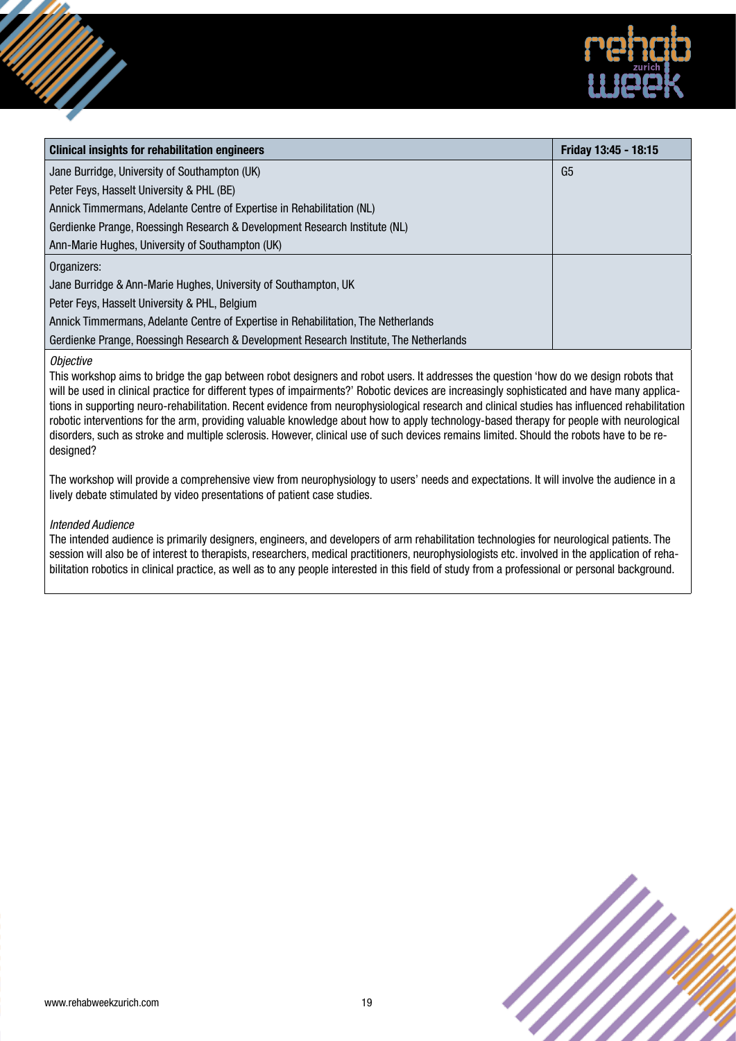| Clinical insights for rehabilitation engineers | Friday 13:45 - 18:15 |
|---|---|
| Jane Burridge, University of Southampton (UK) | G5 |
| Peter Feys, Hasselt University & PHL (BE) | |
| Annick Timmermans, Adelante Centre of Expertise in Rehabilitation (NL) | |
| Gerdienke Prange, Roessingh Research & Development Research Institute (NL) | |
| Ann-Marie Hughes, University of Southampton (UK) | |
| Organizers: | |
| Jane Burridge & Ann-Marie Hughes, University of Southampton, UK | |
| Peter Feys, Hasselt University & PHL, Belgium | |
| Annick Timmermans, Adelante Centre of Expertise in Rehabilitation, The Netherlands | |
| Gerdienke Prange, Roessingh Research & Development Research Institute, The Netherlands | |

*Objective*

This workshop aims to bridge the gap between robot designers and robot users. It addresses the question 'how do we design robots that will be used in clinical practice for different types of impairments?' Robotic devices are increasingly sophisticated and have many applications in supporting neuro-rehabilitation. Recent evidence from neurophysiological research and clinical studies has influenced rehabilitation robotic interventions for the arm, providing valuable knowledge about how to apply technology-based therapy for people with neurological disorders, such as stroke and multiple sclerosis. However, clinical use of such devices remains limited. Should the robots have to be re-designed?

The workshop will provide a comprehensive view from neurophysiology to users' needs and expectations. It will involve the audience in a lively debate stimulated by video presentations of patient case studies.

*Intended Audience*

The intended audience is primarily designers, engineers, and developers of arm rehabilitation technologies for neurological patients. The session will also be of interest to therapists, researchers, medical practitioners, neurophysiologists etc. involved in the application of rehabilitation robotics in clinical practice, as well as to any people interested in this field of study from a professional or personal background.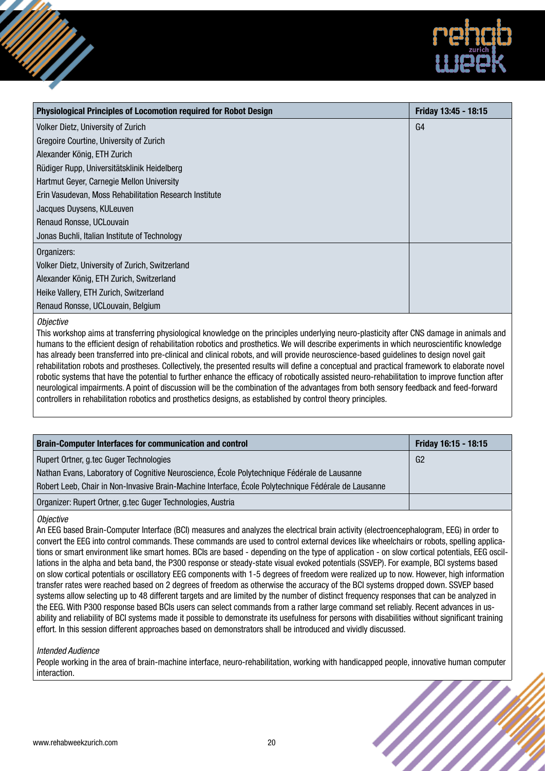| Physiological Principles of Locomotion required for Robot Design | Friday 13:45 - 18:15 |
| --- | --- |
| Volker Dietz, University of Zurich<br>Gregoire Courtine, University of Zurich<br>Alexander König, ETH Zurich<br>Rüdiger Rupp, Universitätsklinik Heidelberg<br>Hartmut Geyer, Carnegie Mellon University<br>Erin Vasudevan, Moss Rehabilitation Research Institute<br>Jacques Duysens, KULeuven<br>Renaud Ronsse, UCLouvain<br>Jonas Buchli, Italian Institute of Technology | G4 |
| Organizers:<br>Volker Dietz, University of Zurich, Switzerland<br>Alexander König, ETH Zurich, Switzerland<br>Heike Vallery, ETH Zurich, Switzerland<br>Renaud Ronsse, UCLouvain, Belgium | |

*Objective*

This workshop aims at transferring physiological knowledge on the principles underlying neuro-plasticity after CNS damage in animals and humans to the efficient design of rehabilitation robotics and prosthetics. We will describe experiments in which neuroscientific knowledge has already been transferred into pre-clinical and clinical robots, and will provide neuroscience-based guidelines to design novel gait rehabilitation robots and prostheses. Collectively, the presented results will define a conceptual and practical framework to elaborate novel robotic systems that have the potential to further enhance the efficacy of robotically assisted neuro-rehabilitation to improve function after neurological impairments. A point of discussion will be the combination of the advantages from both sensory feedback and feed-forward controllers in rehabilitation robotics and prosthetics designs, as established by control theory principles.

| Brain-Computer Interfaces for communication and control | Friday 16:15 - 18:15 |
| --- | --- |
| Rupert Ortner, g.tec Guger Technologies<br>Nathan Evans, Laboratory of Cognitive Neuroscience, École Polytechnique Fédérale de Lausanne<br>Robert Leeb, Chair in Non-Invasive Brain-Machine Interface, École Polytechnique Fédérale de Lausanne | G2 |
| Organizer: Rupert Ortner, g.tec Guger Technologies, Austria | |

*Objective*

An EEG based Brain-Computer Interface (BCI) measures and analyzes the electrical brain activity (electroencephalogram, EEG) in order to convert the EEG into control commands. These commands are used to control external devices like wheelchairs or robots, spelling applications or smart environment like smart homes. BCIs are based - depending on the type of application - on slow cortical potentials, EEG oscillations in the alpha and beta band, the P300 response or steady-state visual evoked potentials (SSVEP). For example, BCI systems based on slow cortical potentials or oscillatory EEG components with 1-5 degrees of freedom were realized up to now. However, high information transfer rates were reached based on 2 degrees of freedom as otherwise the accuracy of the BCI systems dropped down. SSVEP based systems allow selecting up to 48 different targets and are limited by the number of distinct frequency responses that can be analyzed in the EEG. With P300 response based BCIs users can select commands from a rather large command set reliably. Recent advances in usability and reliability of BCI systems made it possible to demonstrate its usefulness for persons with disabilities without significant training effort. In this session different approaches based on demonstrators shall be introduced and vividly discussed.

*Intended Audience*

People working in the area of brain-machine interface, neuro-rehabilitation, working with handicapped people, innovative human computer interaction.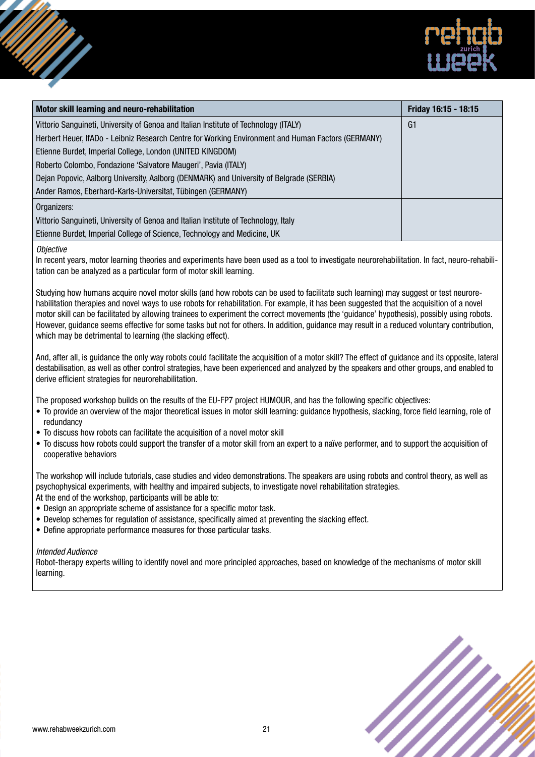| Motor skill learning and neuro-rehabilitation | Friday 16:15 - 18:15 |
|---|---|
| Vittorio Sanguineti, University of Genoa and Italian Institute of Technology (ITALY)<br>Herbert Heuer, IfADo - Leibniz Research Centre for Working Environment and Human Factors (GERMANY)<br>Etienne Burdet, Imperial College, London (UNITED KINGDOM)<br>Roberto Colombo, Fondazione 'Salvatore Maugeri', Pavia (ITALY)<br>Dejan Popovic, Aalborg University, Aalborg (DENMARK) and University of Belgrade (SERBIA)<br>Ander Ramos, Eberhard-Karls-Universitat, Tübingen (GERMANY) | G1 |
| Organizers:<br>Vittorio Sanguineti, University of Genoa and Italian Institute of Technology, Italy<br>Etienne Burdet, Imperial College of Science, Technology and Medicine, UK | |

*Objective*

In recent years, motor learning theories and experiments have been used as a tool to investigate neurorehabilitation. In fact, neuro-rehabilitation can be analyzed as a particular form of motor skill learning.

Studying how humans acquire novel motor skills (and how robots can be used to facilitate such learning) may suggest or test neurorehabilitation therapies and novel ways to use robots for rehabilitation. For example, it has been suggested that the acquisition of a novel motor skill can be facilitated by allowing trainees to experiment the correct movements (the 'guidance' hypothesis), possibly using robots. However, guidance seems effective for some tasks but not for others. In addition, guidance may result in a reduced voluntary contribution, which may be detrimental to learning (the slacking effect).

And, after all, is guidance the only way robots could facilitate the acquisition of a motor skill? The effect of guidance and its opposite, lateral destabilisation, as well as other control strategies, have been experienced and analyzed by the speakers and other groups, and enabled to derive efficient strategies for neurorehabilitation.

The proposed workshop builds on the results of the EU-FP7 project HUMOUR, and has the following specific objectives:

- To provide an overview of the major theoretical issues in motor skill learning: guidance hypothesis, slacking, force field learning, role of redundancy
- To discuss how robots can facilitate the acquisition of a novel motor skill
- To discuss how robots could support the transfer of a motor skill from an expert to a naïve performer, and to support the acquisition of cooperative behaviors

The workshop will include tutorials, case studies and video demonstrations. The speakers are using robots and control theory, as well as psychophysical experiments, with healthy and impaired subjects, to investigate novel rehabilitation strategies.

At the end of the workshop, participants will be able to:

- Design an appropriate scheme of assistance for a specific motor task.
- Develop schemes for regulation of assistance, specifically aimed at preventing the slacking effect.
- Define appropriate performance measures for those particular tasks.

*Intended Audience*

Robot-therapy experts willing to identify novel and more principled approaches, based on knowledge of the mechanisms of motor skill learning.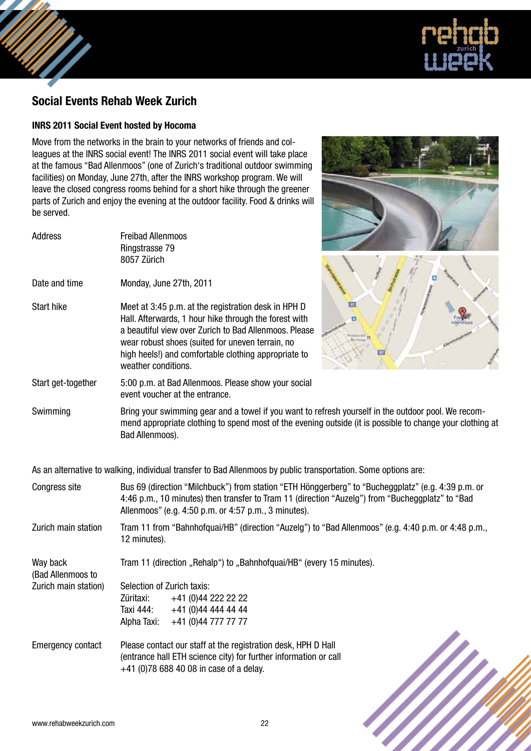## Social Events Rehab Week Zurich

### INRS 2011 Social Event hosted by Hocoma

Move from the networks in the brain to your networks of friends and colleagues at the INRS social event! The INRS 2011 social event will take place at the famous "Bad Allenmoos" (one of Zurich's traditional outdoor swimming facilities) on Monday, June 27th, after the INRS workshop program. We will leave the closed congress rooms behind for a short hike through the greener parts of Zurich and enjoy the evening at the outdoor facility. Food & drinks will be served.

| | |
|---|---|
| Address | Freibad Allenmoos<br>Ringstrasse 79<br>8057 Zürich |
| Date and time | Monday, June 27th, 2011 |
| Start hike | Meet at 3:45 p.m. at the registration desk in HPH D Hall. Afterwards, 1 hour hike through the forest with a beautiful view over Zurich to Bad Allenmoos. Please wear robust shoes (suited for uneven terrain, no high heels!) and comfortable clothing appropriate to weather conditions. |
| Start get-together | 5:00 p.m. at Bad Allenmoos. Please show your social event voucher at the entrance. |
| Swimming | Bring your swimming gear and a towel if you want to refresh yourself in the outdoor pool. We recommend appropriate clothing to spend most of the evening outside (it is possible to change your clothing at Bad Allenmoos). |

As an alternative to walking, individual transfer to Bad Allenmoos by public transportation. Some options are:

| | |
|---|---|
| Congress site | Bus 69 (direction "Milchbuck") from station "ETH Hönggerberg" to "Bucheggplatz" (e.g. 4:39 p.m. or 4:46 p.m., 10 minutes) then transfer to Tram 11 (direction "Auzelg") from "Bucheggplatz" to "Bad Allenmoos" (e.g. 4:50 p.m. or 4:57 p.m., 3 minutes). |
| Zurich main station | Tram 11 from "Bahnhofquai/HB" (direction "Auzelg") to "Bad Allenmoos" (e.g. 4:40 p.m. or 4:48 p.m., 12 minutes). |
| Way back (Bad Allenmoos to Zurich main station) | Tram 11 (direction „Rehalp") to „Bahnhofquai/HB" (every 15 minutes).<br><br>Selection of Zurich taxis:<br>Züritaxi: +41 (0)44 222 22 22<br>Taxi 444: +41 (0)44 444 44 44<br>Alpha Taxi: +41 (0)44 777 77 77 |
| Emergency contact | Please contact our staff at the registration desk, HPH D Hall (entrance hall ETH science city) for further information or call +41 (0)78 688 40 08 in case of a delay. |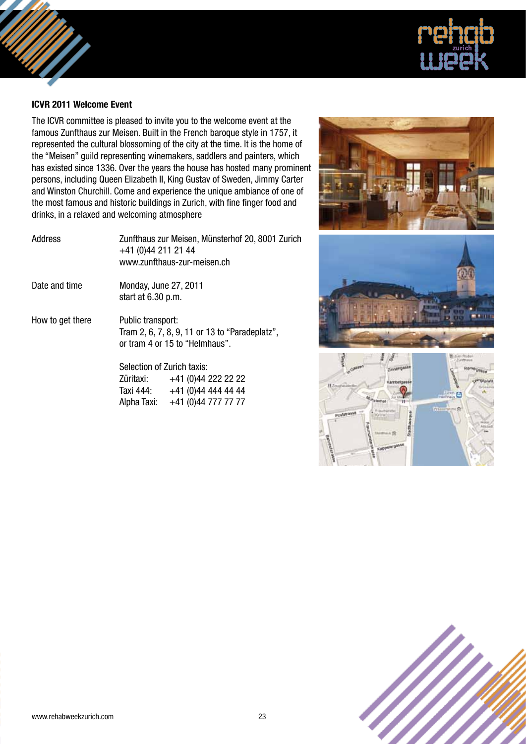### ICVR 2011 Welcome Event

The ICVR committee is pleased to invite you to the welcome event at the famous Zunfthaus zur Meisen. Built in the French baroque style in 1757, it represented the cultural blossoming of the city at the time. It is the home of the "Meisen" guild representing winemakers, saddlers and painters, which has existed since 1336. Over the years the house has hosted many prominent persons, including Queen Elizabeth II, King Gustav of Sweden, Jimmy Carter and Winston Churchill. Come and experience the unique ambiance of one of the most famous and historic buildings in Zurich, with fine finger food and drinks, in a relaxed and welcoming atmosphere

| | |
|---|---|
| Address | Zunfthaus zur Meisen, Münsterhof 20, 8001 Zurich<br>+41 (0)44 211 21 44<br>www.zunfthaus-zur-meisen.ch |
| Date and time | Monday, June 27, 2011<br>start at 6.30 p.m. |
| How to get there | Public transport:<br>Tram 2, 6, 7, 8, 9, 11 or 13 to "Paradeplatz",<br>or tram 4 or 15 to "Helmhaus".<br><br>Selection of Zurich taxis:<br>Züritaxi: +41 (0)44 222 22 22<br>Taxi 444: +41 (0)44 444 44 44<br>Alpha Taxi: +41 (0)44 777 77 77 |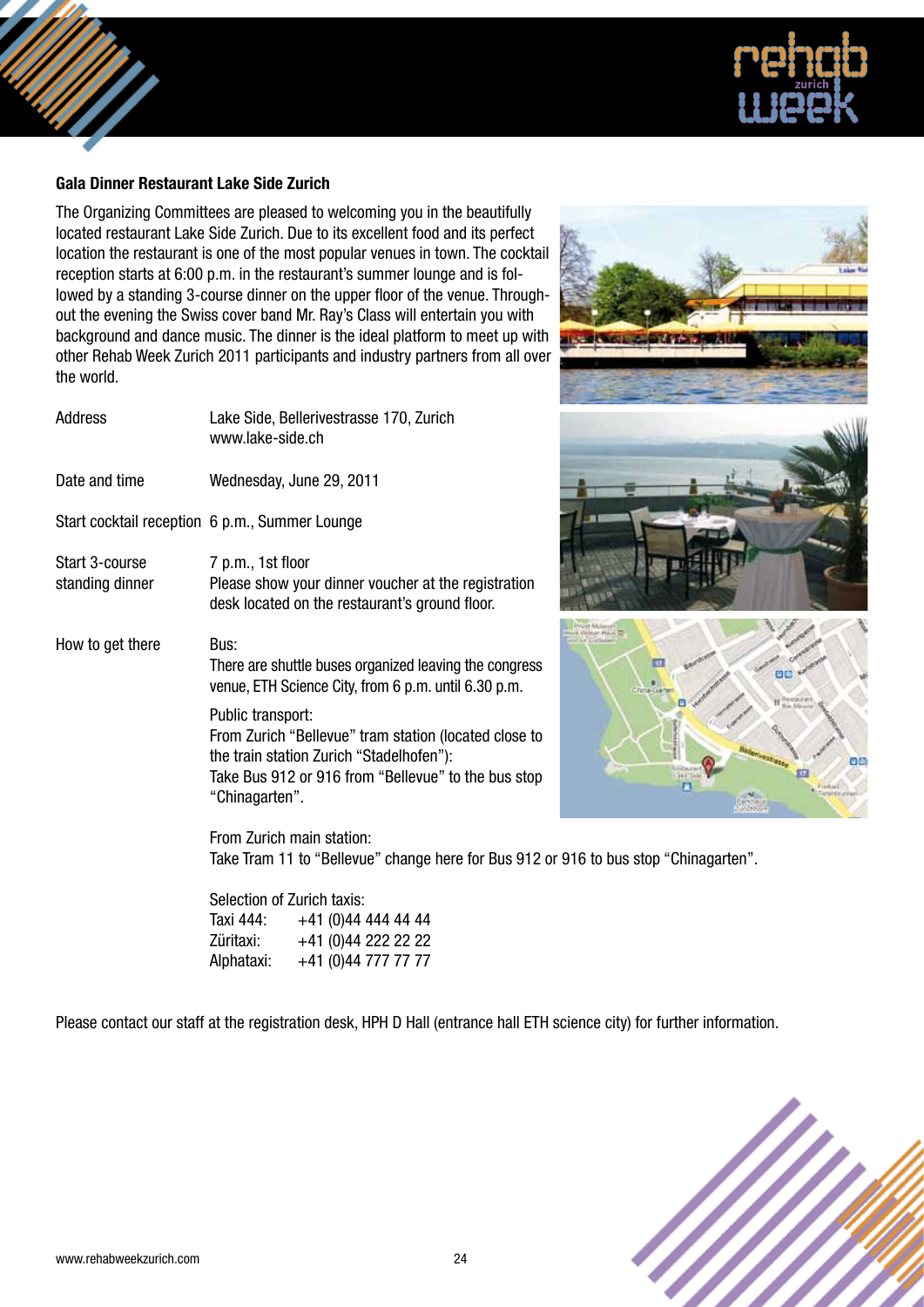## Gala Dinner Restaurant Lake Side Zurich

The Organizing Committees are pleased to welcoming you in the beautifully located restaurant Lake Side Zurich. Due to its excellent food and its perfect location the restaurant is one of the most popular venues in town. The cocktail reception starts at 6:00 p.m. in the restaurant's summer lounge and is followed by a standing 3-course dinner on the upper floor of the venue. Throughout the evening the Swiss cover band Mr. Ray's Class will entertain you with background and dance music. The dinner is the ideal platform to meet up with other Rehab Week Zurich 2011 participants and industry partners from all over the world.

| | |
|---|---|
| Address | Lake Side, Bellerivestrasse 170, Zurich<br>www.lake-side.ch |
| Date and time | Wednesday, June 29, 2011 |
| Start cocktail reception | 6 p.m., Summer Lounge |
| Start 3-course standing dinner | 7 p.m., 1st floor<br>Please show your dinner voucher at the registration desk located on the restaurant's ground floor. |
| How to get there | Bus:<br>There are shuttle buses organized leaving the congress venue, ETH Science City, from 6 p.m. until 6.30 p.m.<br><br>Public transport:<br>From Zurich "Bellevue" tram station (located close to the train station Zurich "Stadelhofen"):<br>Take Bus 912 or 916 from "Bellevue" to the bus stop "Chinagarten".<br><br>From Zurich main station:<br>Take Tram 11 to "Bellevue" change here for Bus 912 or 916 to bus stop "Chinagarten".<br><br>Selection of Zurich taxis:<br>Taxi 444: +41 (0)44 444 44 44<br>Züritaxi: +41 (0)44 222 22 22<br>Alphataxi: +41 (0)44 777 77 77 |

Please contact our staff at the registration desk, HPH D Hall (entrance hall ETH science city) for further information.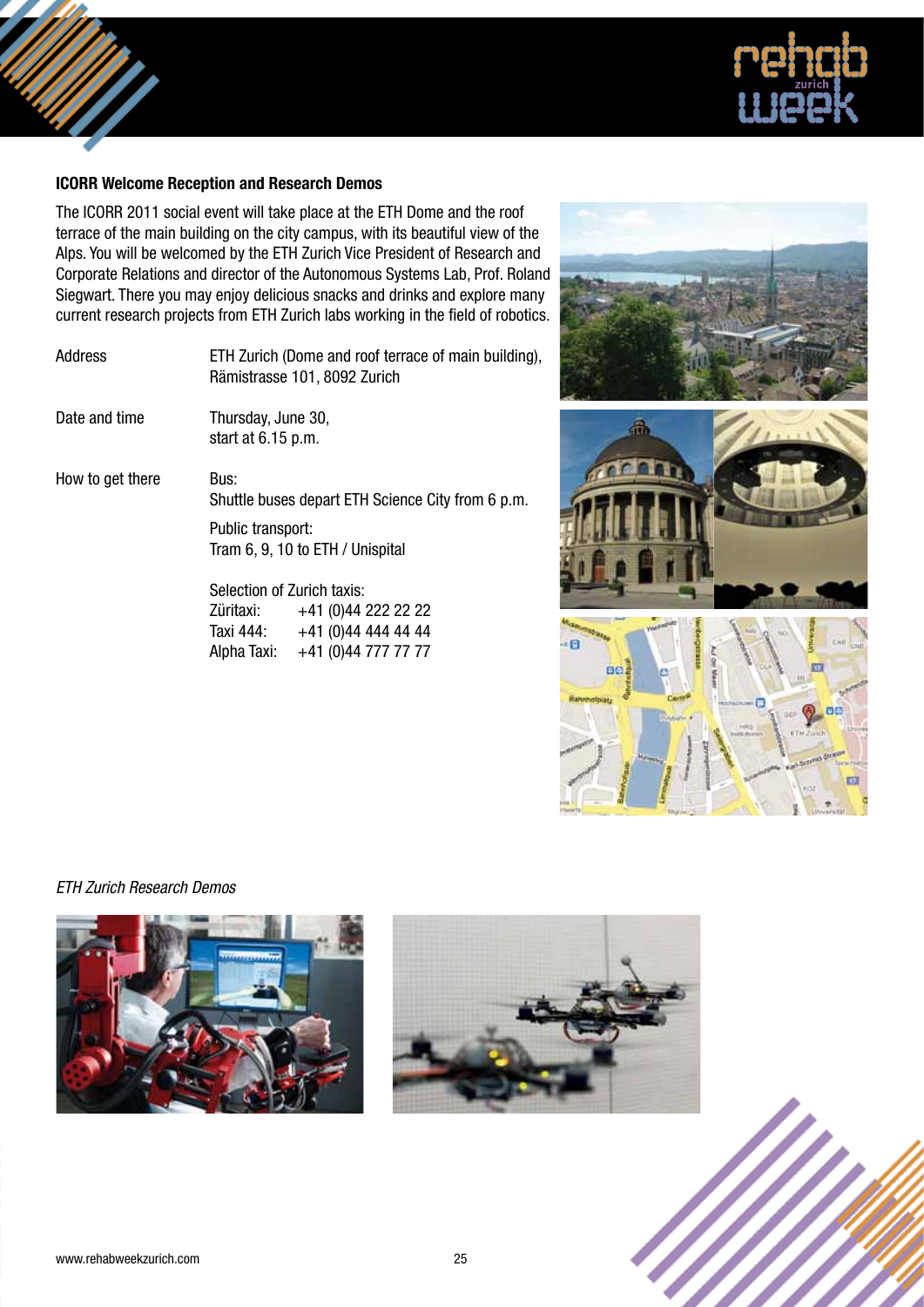### ICORR Welcome Reception and Research Demos

The ICORR 2011 social event will take place at the ETH Dome and the roof terrace of the main building on the city campus, with its beautiful view of the Alps. You will be welcomed by the ETH Zurich Vice President of Research and Corporate Relations and director of the Autonomous Systems Lab, Prof. Roland Siegwart. There you may enjoy delicious snacks and drinks and explore many current research projects from ETH Zurich labs working in the field of robotics.

| | |
|---|---|
| Address | ETH Zurich (Dome and roof terrace of main building), Rämistrasse 101, 8092 Zurich |
| Date and time | Thursday, June 30, start at 6.15 p.m. |
| How to get there | Bus: Shuttle buses depart ETH Science City from 6 p.m. |
| | Public transport: Tram 6, 9, 10 to ETH / Unispital |
| | Selection of Zurich taxis: |
| | Züritaxi: +41 (0)44 222 22 22 |
| | Taxi 444: +41 (0)44 444 44 44 |
| | Alpha Taxi: +41 (0)44 777 77 77 |

*ETH Zurich Research Demos*